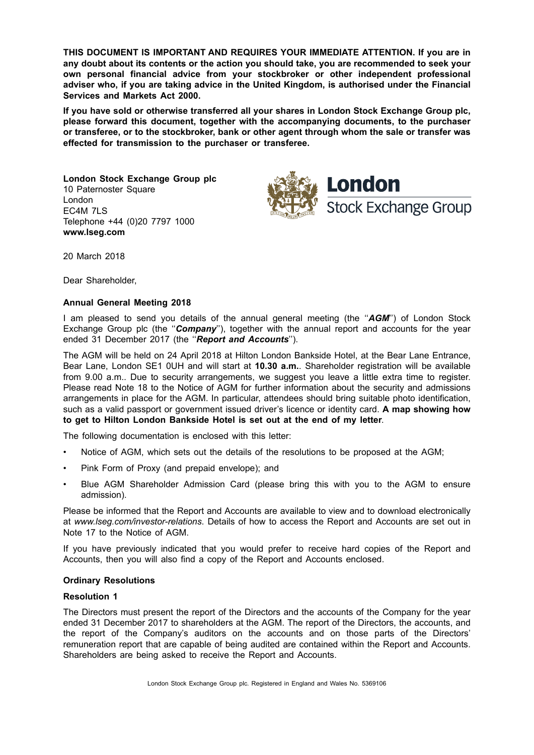**THIS DOCUMENT IS IMPORTANT AND REQUIRES YOUR IMMEDIATE ATTENTION. If you are in any doubt about its contents or the action you should take, you are recommended to seek your own personal financial advice from your stockbroker or other independent professional adviser who, if you are taking advice in the United Kingdom, is authorised under the Financial Services and Markets Act 2000.**

**If you have sold or otherwise transferred all your shares in London Stock Exchange Group plc, please forward this document, together with the accompanying documents, to the purchaser or transferee, or to the stockbroker, bank or other agent through whom the sale or transfer was effected for transmission to the purchaser or transferee.**

**London Stock Exchange Group plc**
10 Paternoster Square
London
EC4M 7LS
Telephone +44 (0)20 7797 1000
**www.lseg.com**

20 March 2018

Dear Shareholder,

**Annual General Meeting 2018**

I am pleased to send you details of the annual general meeting (the ''***AGM***'') of London Stock Exchange Group plc (the ''***Company***''), together with the annual report and accounts for the year ended 31 December 2017 (the ''***Report and Accounts***'').

The AGM will be held on 24 April 2018 at Hilton London Bankside Hotel, at the Bear Lane Entrance, Bear Lane, London SE1 0UH and will start at **10.30 a.m.**. Shareholder registration will be available from 9.00 a.m.. Due to security arrangements, we suggest you leave a little extra time to register. Please read Note 18 to the Notice of AGM for further information about the security and admissions arrangements in place for the AGM. In particular, attendees should bring suitable photo identification, such as a valid passport or government issued driver's licence or identity card. **A map showing how to get to Hilton London Bankside Hotel is set out at the end of my letter**.

The following documentation is enclosed with this letter:

- Notice of AGM, which sets out the details of the resolutions to be proposed at the AGM;
- Pink Form of Proxy (and prepaid envelope); and
- Blue AGM Shareholder Admission Card (please bring this with you to the AGM to ensure admission).

Please be informed that the Report and Accounts are available to view and to download electronically at *www.lseg.com/investor-relations*. Details of how to access the Report and Accounts are set out in Note 17 to the Notice of AGM.

If you have previously indicated that you would prefer to receive hard copies of the Report and Accounts, then you will also find a copy of the Report and Accounts enclosed.

**Ordinary Resolutions**

**Resolution 1**

The Directors must present the report of the Directors and the accounts of the Company for the year ended 31 December 2017 to shareholders at the AGM. The report of the Directors, the accounts, and the report of the Company's auditors on the accounts and on those parts of the Directors' remuneration report that are capable of being audited are contained within the Report and Accounts. Shareholders are being asked to receive the Report and Accounts.

London Stock Exchange Group plc. Registered in England and Wales No. 5369106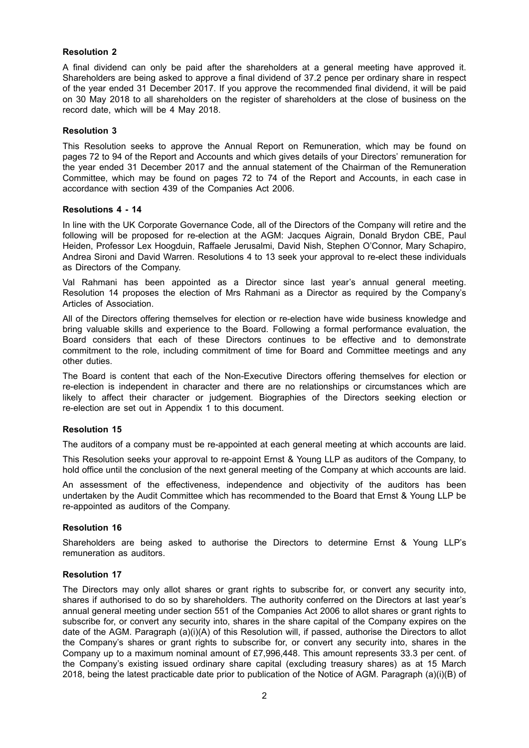**Resolution 2**

A final dividend can only be paid after the shareholders at a general meeting have approved it. Shareholders are being asked to approve a final dividend of 37.2 pence per ordinary share in respect of the year ended 31 December 2017. If you approve the recommended final dividend, it will be paid on 30 May 2018 to all shareholders on the register of shareholders at the close of business on the record date, which will be 4 May 2018.

**Resolution 3**

This Resolution seeks to approve the Annual Report on Remuneration, which may be found on pages 72 to 94 of the Report and Accounts and which gives details of your Directors' remuneration for the year ended 31 December 2017 and the annual statement of the Chairman of the Remuneration Committee, which may be found on pages 72 to 74 of the Report and Accounts, in each case in accordance with section 439 of the Companies Act 2006.

**Resolutions 4 - 14**

In line with the UK Corporate Governance Code, all of the Directors of the Company will retire and the following will be proposed for re-election at the AGM: Jacques Aigrain, Donald Brydon CBE, Paul Heiden, Professor Lex Hoogduin, Raffaele Jerusalmi, David Nish, Stephen O'Connor, Mary Schapiro, Andrea Sironi and David Warren. Resolutions 4 to 13 seek your approval to re-elect these individuals as Directors of the Company.

Val Rahmani has been appointed as a Director since last year's annual general meeting. Resolution 14 proposes the election of Mrs Rahmani as a Director as required by the Company's Articles of Association.

All of the Directors offering themselves for election or re-election have wide business knowledge and bring valuable skills and experience to the Board. Following a formal performance evaluation, the Board considers that each of these Directors continues to be effective and to demonstrate commitment to the role, including commitment of time for Board and Committee meetings and any other duties.

The Board is content that each of the Non-Executive Directors offering themselves for election or re-election is independent in character and there are no relationships or circumstances which are likely to affect their character or judgement. Biographies of the Directors seeking election or re-election are set out in Appendix 1 to this document.

**Resolution 15**

The auditors of a company must be re-appointed at each general meeting at which accounts are laid.

This Resolution seeks your approval to re-appoint Ernst & Young LLP as auditors of the Company, to hold office until the conclusion of the next general meeting of the Company at which accounts are laid.

An assessment of the effectiveness, independence and objectivity of the auditors has been undertaken by the Audit Committee which has recommended to the Board that Ernst & Young LLP be re-appointed as auditors of the Company.

**Resolution 16**

Shareholders are being asked to authorise the Directors to determine Ernst & Young LLP's remuneration as auditors.

**Resolution 17**

The Directors may only allot shares or grant rights to subscribe for, or convert any security into, shares if authorised to do so by shareholders. The authority conferred on the Directors at last year's annual general meeting under section 551 of the Companies Act 2006 to allot shares or grant rights to subscribe for, or convert any security into, shares in the share capital of the Company expires on the date of the AGM. Paragraph (a)(i)(A) of this Resolution will, if passed, authorise the Directors to allot the Company's shares or grant rights to subscribe for, or convert any security into, shares in the Company up to a maximum nominal amount of £7,996,448. This amount represents 33.3 per cent. of the Company's existing issued ordinary share capital (excluding treasury shares) as at 15 March 2018, being the latest practicable date prior to publication of the Notice of AGM. Paragraph (a)(i)(B) of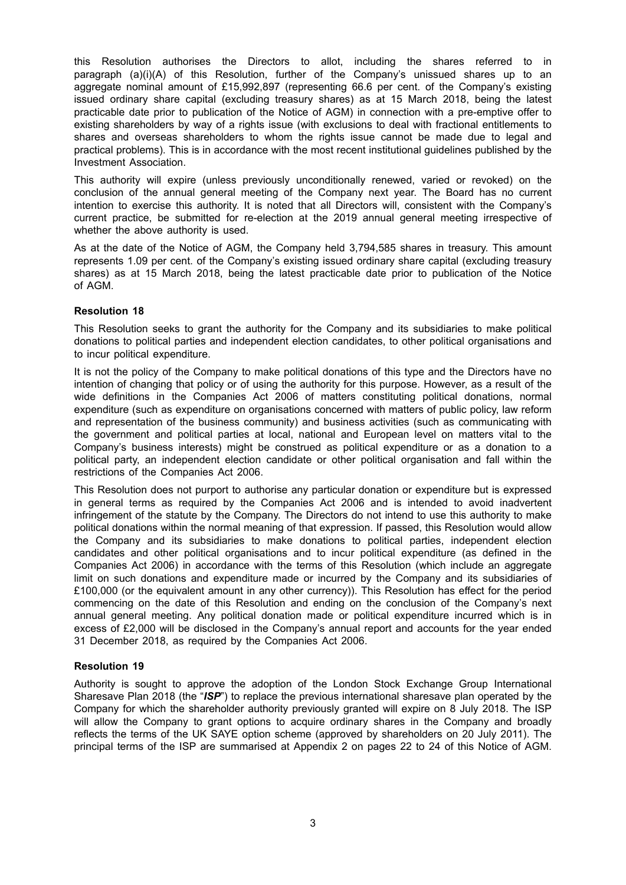this Resolution authorises the Directors to allot, including the shares referred to in paragraph (a)(i)(A) of this Resolution, further of the Company's unissued shares up to an aggregate nominal amount of £15,992,897 (representing 66.6 per cent. of the Company's existing issued ordinary share capital (excluding treasury shares) as at 15 March 2018, being the latest practicable date prior to publication of the Notice of AGM) in connection with a pre-emptive offer to existing shareholders by way of a rights issue (with exclusions to deal with fractional entitlements to shares and overseas shareholders to whom the rights issue cannot be made due to legal and practical problems). This is in accordance with the most recent institutional guidelines published by the Investment Association.

This authority will expire (unless previously unconditionally renewed, varied or revoked) on the conclusion of the annual general meeting of the Company next year. The Board has no current intention to exercise this authority. It is noted that all Directors will, consistent with the Company's current practice, be submitted for re-election at the 2019 annual general meeting irrespective of whether the above authority is used.

As at the date of the Notice of AGM, the Company held 3,794,585 shares in treasury. This amount represents 1.09 per cent. of the Company's existing issued ordinary share capital (excluding treasury shares) as at 15 March 2018, being the latest practicable date prior to publication of the Notice of AGM.

**Resolution 18**

This Resolution seeks to grant the authority for the Company and its subsidiaries to make political donations to political parties and independent election candidates, to other political organisations and to incur political expenditure.

It is not the policy of the Company to make political donations of this type and the Directors have no intention of changing that policy or of using the authority for this purpose. However, as a result of the wide definitions in the Companies Act 2006 of matters constituting political donations, normal expenditure (such as expenditure on organisations concerned with matters of public policy, law reform and representation of the business community) and business activities (such as communicating with the government and political parties at local, national and European level on matters vital to the Company's business interests) might be construed as political expenditure or as a donation to a political party, an independent election candidate or other political organisation and fall within the restrictions of the Companies Act 2006.

This Resolution does not purport to authorise any particular donation or expenditure but is expressed in general terms as required by the Companies Act 2006 and is intended to avoid inadvertent infringement of the statute by the Company. The Directors do not intend to use this authority to make political donations within the normal meaning of that expression. If passed, this Resolution would allow the Company and its subsidiaries to make donations to political parties, independent election candidates and other political organisations and to incur political expenditure (as defined in the Companies Act 2006) in accordance with the terms of this Resolution (which include an aggregate limit on such donations and expenditure made or incurred by the Company and its subsidiaries of £100,000 (or the equivalent amount in any other currency)). This Resolution has effect for the period commencing on the date of this Resolution and ending on the conclusion of the Company's next annual general meeting. Any political donation made or political expenditure incurred which is in excess of £2,000 will be disclosed in the Company's annual report and accounts for the year ended 31 December 2018, as required by the Companies Act 2006.

**Resolution 19**

Authority is sought to approve the adoption of the London Stock Exchange Group International Sharesave Plan 2018 (the "***ISP***") to replace the previous international sharesave plan operated by the Company for which the shareholder authority previously granted will expire on 8 July 2018. The ISP will allow the Company to grant options to acquire ordinary shares in the Company and broadly reflects the terms of the UK SAYE option scheme (approved by shareholders on 20 July 2011). The principal terms of the ISP are summarised at Appendix 2 on pages 22 to 24 of this Notice of AGM.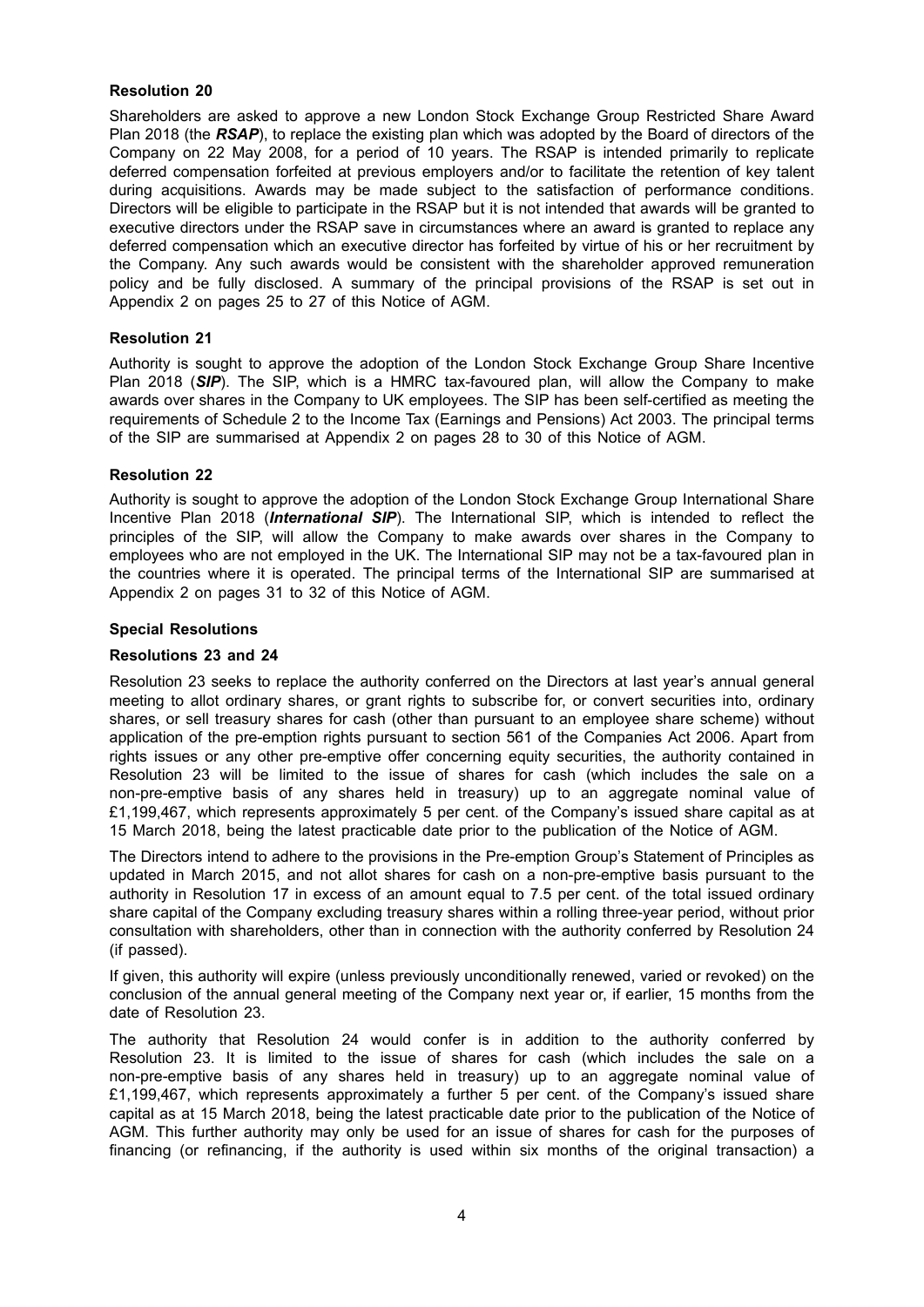### Resolution 20

Shareholders are asked to approve a new London Stock Exchange Group Restricted Share Award Plan 2018 (the ***RSAP***), to replace the existing plan which was adopted by the Board of directors of the Company on 22 May 2008, for a period of 10 years. The RSAP is intended primarily to replicate deferred compensation forfeited at previous employers and/or to facilitate the retention of key talent during acquisitions. Awards may be made subject to the satisfaction of performance conditions. Directors will be eligible to participate in the RSAP but it is not intended that awards will be granted to executive directors under the RSAP save in circumstances where an award is granted to replace any deferred compensation which an executive director has forfeited by virtue of his or her recruitment by the Company. Any such awards would be consistent with the shareholder approved remuneration policy and be fully disclosed. A summary of the principal provisions of the RSAP is set out in Appendix 2 on pages 25 to 27 of this Notice of AGM.

### Resolution 21

Authority is sought to approve the adoption of the London Stock Exchange Group Share Incentive Plan 2018 (***SIP***). The SIP, which is a HMRC tax-favoured plan, will allow the Company to make awards over shares in the Company to UK employees. The SIP has been self-certified as meeting the requirements of Schedule 2 to the Income Tax (Earnings and Pensions) Act 2003. The principal terms of the SIP are summarised at Appendix 2 on pages 28 to 30 of this Notice of AGM.

### Resolution 22

Authority is sought to approve the adoption of the London Stock Exchange Group International Share Incentive Plan 2018 (***International SIP***). The International SIP, which is intended to reflect the principles of the SIP, will allow the Company to make awards over shares in the Company to employees who are not employed in the UK. The International SIP may not be a tax-favoured plan in the countries where it is operated. The principal terms of the International SIP are summarised at Appendix 2 on pages 31 to 32 of this Notice of AGM.

### Special Resolutions

### Resolutions 23 and 24

Resolution 23 seeks to replace the authority conferred on the Directors at last year's annual general meeting to allot ordinary shares, or grant rights to subscribe for, or convert securities into, ordinary shares, or sell treasury shares for cash (other than pursuant to an employee share scheme) without application of the pre-emption rights pursuant to section 561 of the Companies Act 2006. Apart from rights issues or any other pre-emptive offer concerning equity securities, the authority contained in Resolution 23 will be limited to the issue of shares for cash (which includes the sale on a non-pre-emptive basis of any shares held in treasury) up to an aggregate nominal value of £1,199,467, which represents approximately 5 per cent. of the Company's issued share capital as at 15 March 2018, being the latest practicable date prior to the publication of the Notice of AGM.

The Directors intend to adhere to the provisions in the Pre-emption Group's Statement of Principles as updated in March 2015, and not allot shares for cash on a non-pre-emptive basis pursuant to the authority in Resolution 17 in excess of an amount equal to 7.5 per cent. of the total issued ordinary share capital of the Company excluding treasury shares within a rolling three-year period, without prior consultation with shareholders, other than in connection with the authority conferred by Resolution 24 (if passed).

If given, this authority will expire (unless previously unconditionally renewed, varied or revoked) on the conclusion of the annual general meeting of the Company next year or, if earlier, 15 months from the date of Resolution 23.

The authority that Resolution 24 would confer is in addition to the authority conferred by Resolution 23. It is limited to the issue of shares for cash (which includes the sale on a non-pre-emptive basis of any shares held in treasury) up to an aggregate nominal value of £1,199,467, which represents approximately a further 5 per cent. of the Company's issued share capital as at 15 March 2018, being the latest practicable date prior to the publication of the Notice of AGM. This further authority may only be used for an issue of shares for cash for the purposes of financing (or refinancing, if the authority is used within six months of the original transaction) a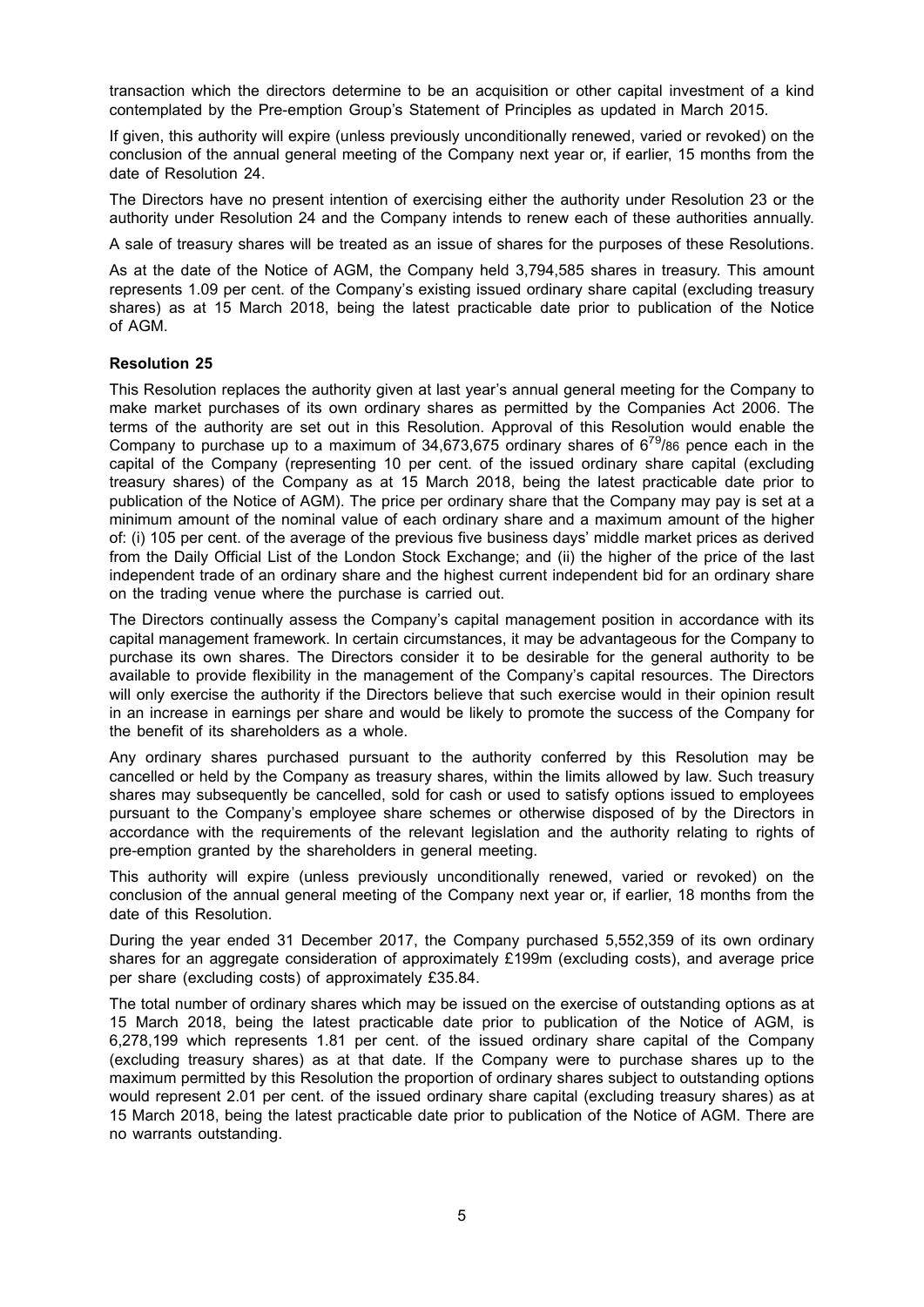transaction which the directors determine to be an acquisition or other capital investment of a kind contemplated by the Pre-emption Group's Statement of Principles as updated in March 2015.

If given, this authority will expire (unless previously unconditionally renewed, varied or revoked) on the conclusion of the annual general meeting of the Company next year or, if earlier, 15 months from the date of Resolution 24.

The Directors have no present intention of exercising either the authority under Resolution 23 or the authority under Resolution 24 and the Company intends to renew each of these authorities annually.

A sale of treasury shares will be treated as an issue of shares for the purposes of these Resolutions.

As at the date of the Notice of AGM, the Company held 3,794,585 shares in treasury. This amount represents 1.09 per cent. of the Company's existing issued ordinary share capital (excluding treasury shares) as at 15 March 2018, being the latest practicable date prior to publication of the Notice of AGM.

**Resolution 25**

This Resolution replaces the authority given at last year's annual general meeting for the Company to make market purchases of its own ordinary shares as permitted by the Companies Act 2006. The terms of the authority are set out in this Resolution. Approval of this Resolution would enable the Company to purchase up to a maximum of 34,673,675 ordinary shares of $6^{79}/_{86}$ pence each in the capital of the Company (representing 10 per cent. of the issued ordinary share capital (excluding treasury shares) of the Company as at 15 March 2018, being the latest practicable date prior to publication of the Notice of AGM). The price per ordinary share that the Company may pay is set at a minimum amount of the nominal value of each ordinary share and a maximum amount of the higher of: (i) 105 per cent. of the average of the previous five business days' middle market prices as derived from the Daily Official List of the London Stock Exchange; and (ii) the higher of the price of the last independent trade of an ordinary share and the highest current independent bid for an ordinary share on the trading venue where the purchase is carried out.

The Directors continually assess the Company's capital management position in accordance with its capital management framework. In certain circumstances, it may be advantageous for the Company to purchase its own shares. The Directors consider it to be desirable for the general authority to be available to provide flexibility in the management of the Company's capital resources. The Directors will only exercise the authority if the Directors believe that such exercise would in their opinion result in an increase in earnings per share and would be likely to promote the success of the Company for the benefit of its shareholders as a whole.

Any ordinary shares purchased pursuant to the authority conferred by this Resolution may be cancelled or held by the Company as treasury shares, within the limits allowed by law. Such treasury shares may subsequently be cancelled, sold for cash or used to satisfy options issued to employees pursuant to the Company's employee share schemes or otherwise disposed of by the Directors in accordance with the requirements of the relevant legislation and the authority relating to rights of pre-emption granted by the shareholders in general meeting.

This authority will expire (unless previously unconditionally renewed, varied or revoked) on the conclusion of the annual general meeting of the Company next year or, if earlier, 18 months from the date of this Resolution.

During the year ended 31 December 2017, the Company purchased 5,552,359 of its own ordinary shares for an aggregate consideration of approximately £199m (excluding costs), and average price per share (excluding costs) of approximately £35.84.

The total number of ordinary shares which may be issued on the exercise of outstanding options as at 15 March 2018, being the latest practicable date prior to publication of the Notice of AGM, is 6,278,199 which represents 1.81 per cent. of the issued ordinary share capital of the Company (excluding treasury shares) as at that date. If the Company were to purchase shares up to the maximum permitted by this Resolution the proportion of ordinary shares subject to outstanding options would represent 2.01 per cent. of the issued ordinary share capital (excluding treasury shares) as at 15 March 2018, being the latest practicable date prior to publication of the Notice of AGM. There are no warrants outstanding.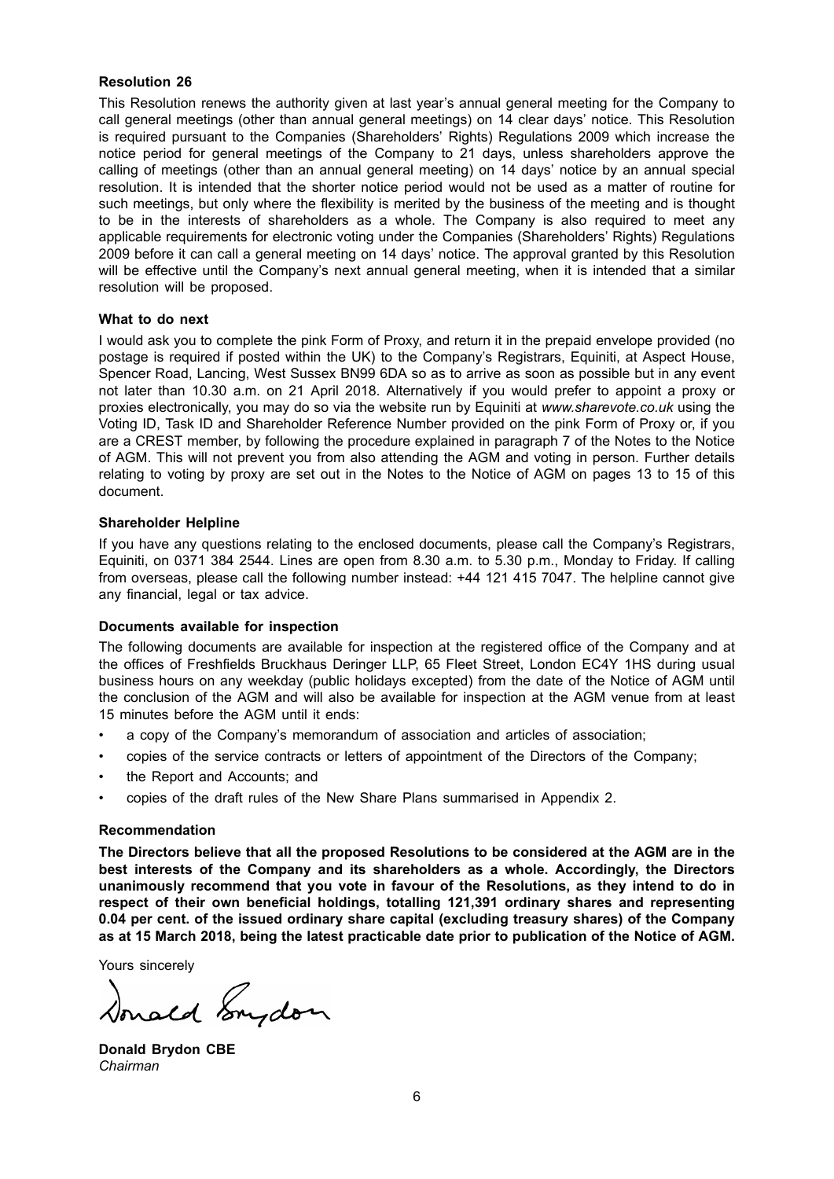**Resolution 26**

This Resolution renews the authority given at last year's annual general meeting for the Company to call general meetings (other than annual general meetings) on 14 clear days' notice. This Resolution is required pursuant to the Companies (Shareholders' Rights) Regulations 2009 which increase the notice period for general meetings of the Company to 21 days, unless shareholders approve the calling of meetings (other than an annual general meeting) on 14 days' notice by an annual special resolution. It is intended that the shorter notice period would not be used as a matter of routine for such meetings, but only where the flexibility is merited by the business of the meeting and is thought to be in the interests of shareholders as a whole. The Company is also required to meet any applicable requirements for electronic voting under the Companies (Shareholders' Rights) Regulations 2009 before it can call a general meeting on 14 days' notice. The approval granted by this Resolution will be effective until the Company's next annual general meeting, when it is intended that a similar resolution will be proposed.

**What to do next**

I would ask you to complete the pink Form of Proxy, and return it in the prepaid envelope provided (no postage is required if posted within the UK) to the Company's Registrars, Equiniti, at Aspect House, Spencer Road, Lancing, West Sussex BN99 6DA so as to arrive as soon as possible but in any event not later than 10.30 a.m. on 21 April 2018. Alternatively if you would prefer to appoint a proxy or proxies electronically, you may do so via the website run by Equiniti at *www.sharevote.co.uk* using the Voting ID, Task ID and Shareholder Reference Number provided on the pink Form of Proxy or, if you are a CREST member, by following the procedure explained in paragraph 7 of the Notes to the Notice of AGM. This will not prevent you from also attending the AGM and voting in person. Further details relating to voting by proxy are set out in the Notes to the Notice of AGM on pages 13 to 15 of this document.

**Shareholder Helpline**

If you have any questions relating to the enclosed documents, please call the Company's Registrars, Equiniti, on 0371 384 2544. Lines are open from 8.30 a.m. to 5.30 p.m., Monday to Friday. If calling from overseas, please call the following number instead: +44 121 415 7047. The helpline cannot give any financial, legal or tax advice.

**Documents available for inspection**

The following documents are available for inspection at the registered office of the Company and at the offices of Freshfields Bruckhaus Deringer LLP, 65 Fleet Street, London EC4Y 1HS during usual business hours on any weekday (public holidays excepted) from the date of the Notice of AGM until the conclusion of the AGM and will also be available for inspection at the AGM venue from at least 15 minutes before the AGM until it ends:

- a copy of the Company's memorandum of association and articles of association;
- copies of the service contracts or letters of appointment of the Directors of the Company;
- the Report and Accounts; and
- copies of the draft rules of the New Share Plans summarised in Appendix 2.

**Recommendation**

**The Directors believe that all the proposed Resolutions to be considered at the AGM are in the best interests of the Company and its shareholders as a whole. Accordingly, the Directors unanimously recommend that you vote in favour of the Resolutions, as they intend to do in respect of their own beneficial holdings, totalling 121,391 ordinary shares and representing 0.04 per cent. of the issued ordinary share capital (excluding treasury shares) of the Company as at 15 March 2018, being the latest practicable date prior to publication of the Notice of AGM.**

Yours sincerely

**Donald Brydon CBE**
*Chairman*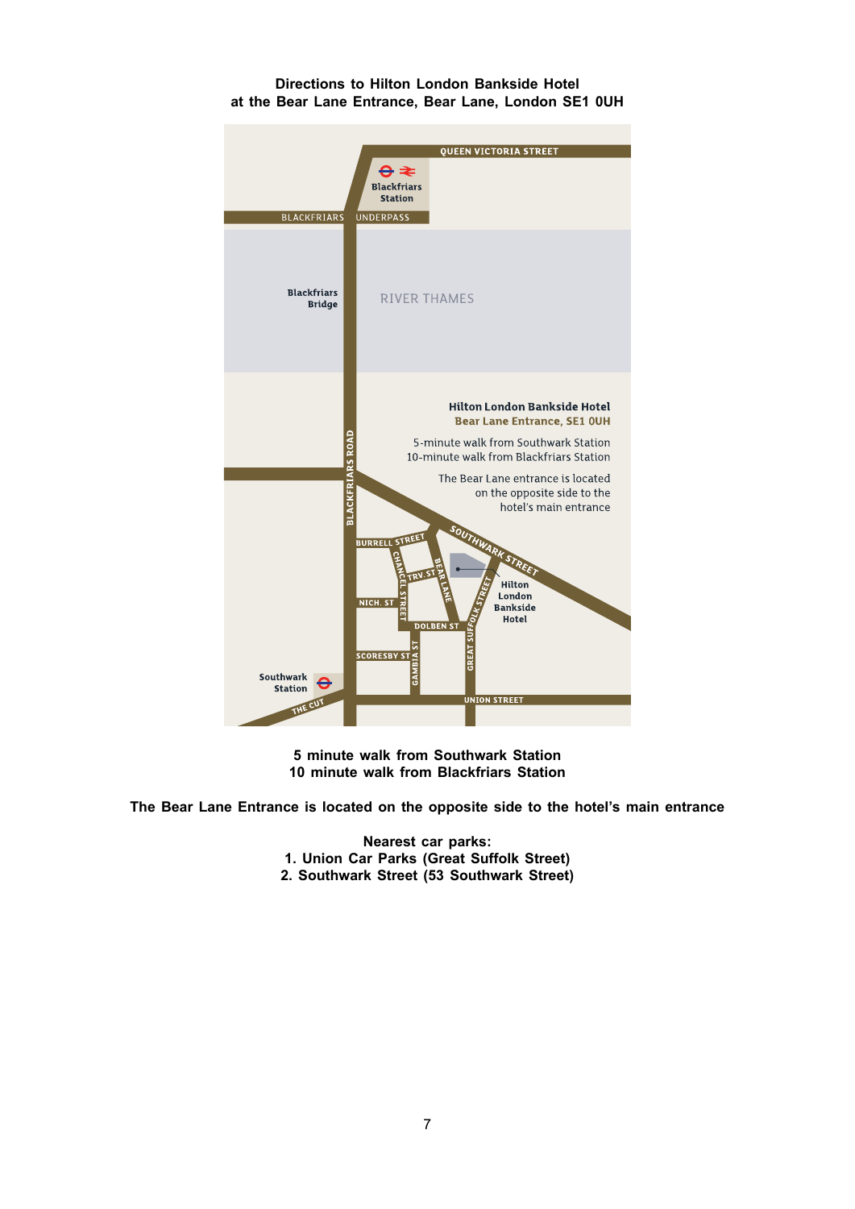**Directions to Hilton London Bankside Hotel at the Bear Lane Entrance, Bear Lane, London SE1 0UH**

QUEEN VICTORIA STREET

Blackfriars Station

BLACKFRIARS UNDERPASS

Blackfriars Bridge

RIVER THAMES

Hilton London Bankside Hotel
Bear Lane Entrance, SE1 0UH

5-minute walk from Southwark Station
10-minute walk from Blackfriars Station

The Bear Lane entrance is located on the opposite side to the hotel's main entrance

BLACKFRIARS ROAD

SOUTHWARK STREET

BURRELL STREET

CHANCEL STREET

TRV. ST

BEAR LANE

GREAT SUFFOLK STREET

Hilton London Bankside Hotel

NICH. ST

DOLBEN ST

SCORESBY ST

GAMBIA ST

Southwark Station

THE CUT

UNION STREET

**5 minute walk from Southwark Station**
**10 minute walk from Blackfriars Station**

**The Bear Lane Entrance is located on the opposite side to the hotel's main entrance**

**Nearest car parks:**
1. **Union Car Parks (Great Suffolk Street)**
2. **Southwark Street (53 Southwark Street)**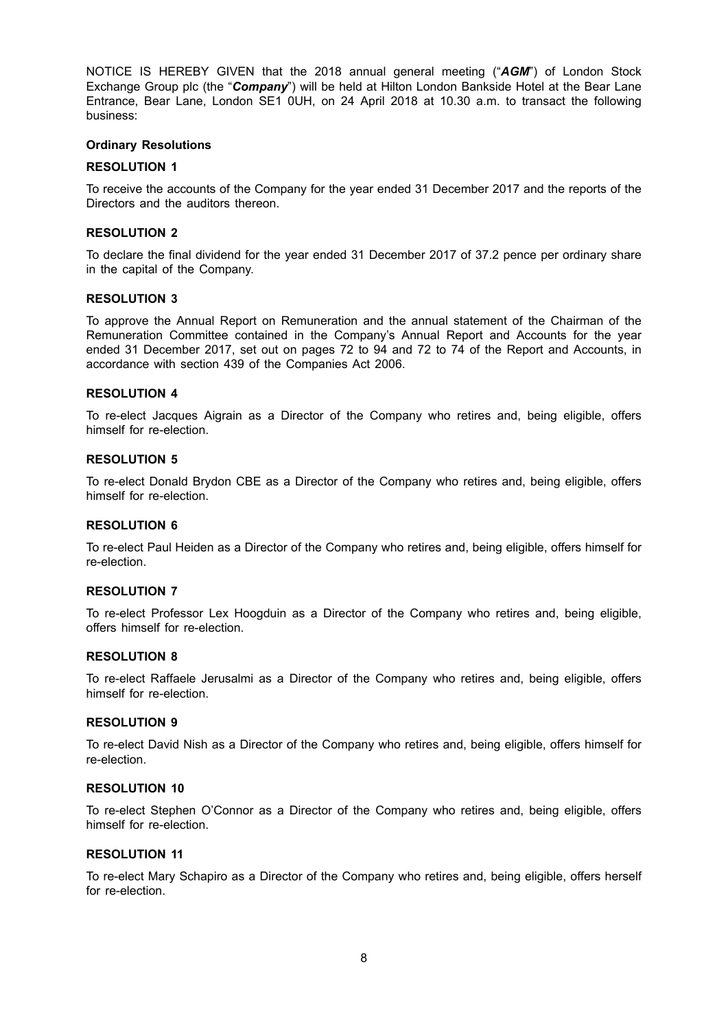NOTICE IS HEREBY GIVEN that the 2018 annual general meeting ("***AGM***") of London Stock Exchange Group plc (the "***Company***") will be held at Hilton London Bankside Hotel at the Bear Lane Entrance, Bear Lane, London SE1 0UH, on 24 April 2018 at 10.30 a.m. to transact the following business:

**Ordinary Resolutions**

**RESOLUTION 1**

To receive the accounts of the Company for the year ended 31 December 2017 and the reports of the Directors and the auditors thereon.

**RESOLUTION 2**

To declare the final dividend for the year ended 31 December 2017 of 37.2 pence per ordinary share in the capital of the Company.

**RESOLUTION 3**

To approve the Annual Report on Remuneration and the annual statement of the Chairman of the Remuneration Committee contained in the Company's Annual Report and Accounts for the year ended 31 December 2017, set out on pages 72 to 94 and 72 to 74 of the Report and Accounts, in accordance with section 439 of the Companies Act 2006.

**RESOLUTION 4**

To re-elect Jacques Aigrain as a Director of the Company who retires and, being eligible, offers himself for re-election.

**RESOLUTION 5**

To re-elect Donald Brydon CBE as a Director of the Company who retires and, being eligible, offers himself for re-election.

**RESOLUTION 6**

To re-elect Paul Heiden as a Director of the Company who retires and, being eligible, offers himself for re-election.

**RESOLUTION 7**

To re-elect Professor Lex Hoogduin as a Director of the Company who retires and, being eligible, offers himself for re-election.

**RESOLUTION 8**

To re-elect Raffaele Jerusalmi as a Director of the Company who retires and, being eligible, offers himself for re-election.

**RESOLUTION 9**

To re-elect David Nish as a Director of the Company who retires and, being eligible, offers himself for re-election.

**RESOLUTION 10**

To re-elect Stephen O'Connor as a Director of the Company who retires and, being eligible, offers himself for re-election.

**RESOLUTION 11**

To re-elect Mary Schapiro as a Director of the Company who retires and, being eligible, offers herself for re-election.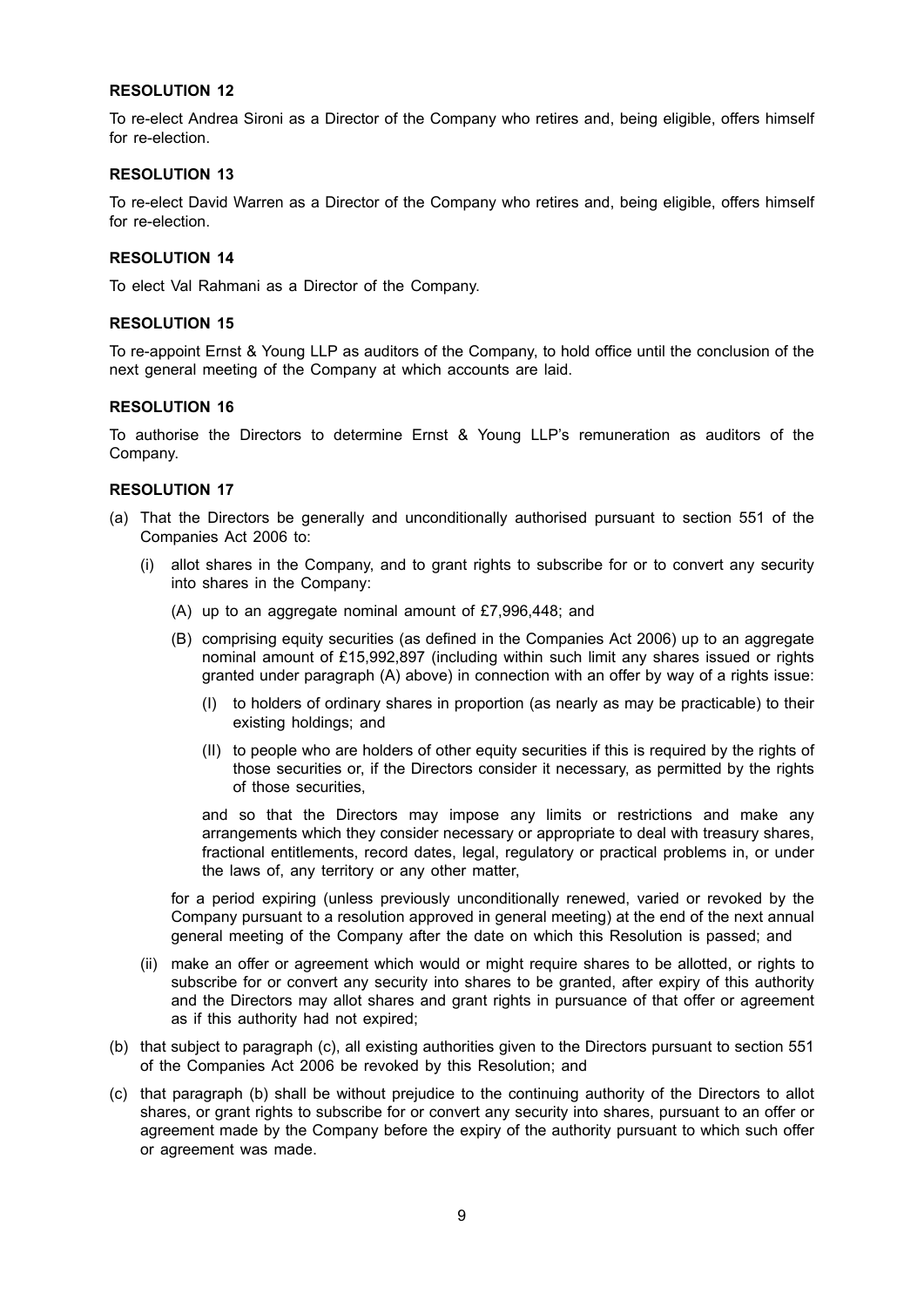**RESOLUTION 12**

To re-elect Andrea Sironi as a Director of the Company who retires and, being eligible, offers himself for re-election.

**RESOLUTION 13**

To re-elect David Warren as a Director of the Company who retires and, being eligible, offers himself for re-election.

**RESOLUTION 14**

To elect Val Rahmani as a Director of the Company.

**RESOLUTION 15**

To re-appoint Ernst & Young LLP as auditors of the Company, to hold office until the conclusion of the next general meeting of the Company at which accounts are laid.

**RESOLUTION 16**

To authorise the Directors to determine Ernst & Young LLP's remuneration as auditors of the Company.

**RESOLUTION 17**

(a) That the Directors be generally and unconditionally authorised pursuant to section 551 of the Companies Act 2006 to:

  (i) allot shares in the Company, and to grant rights to subscribe for or to convert any security into shares in the Company:

    (A) up to an aggregate nominal amount of £7,996,448; and

    (B) comprising equity securities (as defined in the Companies Act 2006) up to an aggregate nominal amount of £15,992,897 (including within such limit any shares issued or rights granted under paragraph (A) above) in connection with an offer by way of a rights issue:

      (I) to holders of ordinary shares in proportion (as nearly as may be practicable) to their existing holdings; and

      (II) to people who are holders of other equity securities if this is required by the rights of those securities or, if the Directors consider it necessary, as permitted by the rights of those securities,

    and so that the Directors may impose any limits or restrictions and make any arrangements which they consider necessary or appropriate to deal with treasury shares, fractional entitlements, record dates, legal, regulatory or practical problems in, or under the laws of, any territory or any other matter,

  for a period expiring (unless previously unconditionally renewed, varied or revoked by the Company pursuant to a resolution approved in general meeting) at the end of the next annual general meeting of the Company after the date on which this Resolution is passed; and

  (ii) make an offer or agreement which would or might require shares to be allotted, or rights to subscribe for or convert any security into shares to be granted, after expiry of this authority and the Directors may allot shares and grant rights in pursuance of that offer or agreement as if this authority had not expired;

(b) that subject to paragraph (c), all existing authorities given to the Directors pursuant to section 551 of the Companies Act 2006 be revoked by this Resolution; and

(c) that paragraph (b) shall be without prejudice to the continuing authority of the Directors to allot shares, or grant rights to subscribe for or convert any security into shares, pursuant to an offer or agreement made by the Company before the expiry of the authority pursuant to which such offer or agreement was made.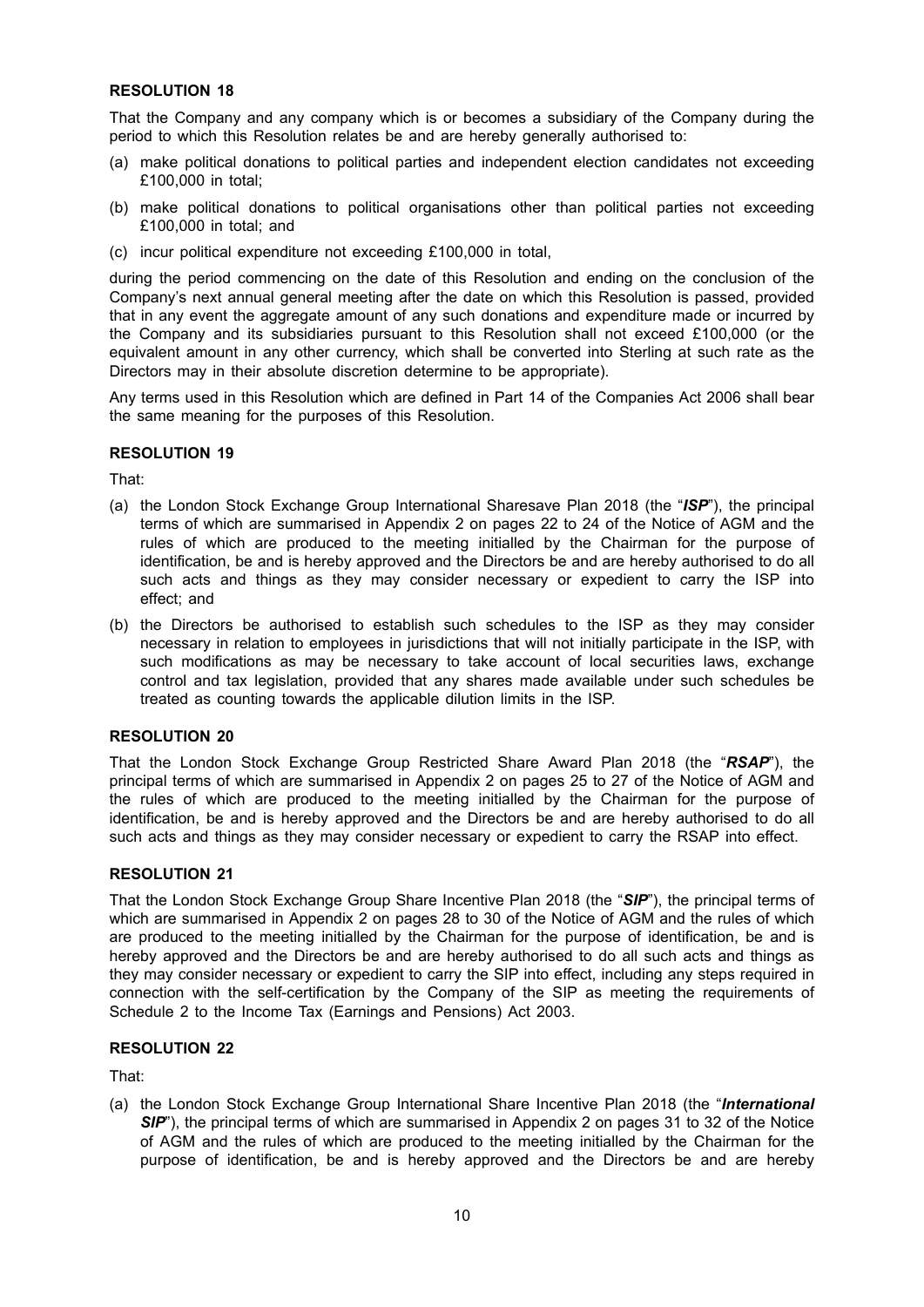### RESOLUTION 18

That the Company and any company which is or becomes a subsidiary of the Company during the period to which this Resolution relates be and are hereby generally authorised to:

(a) make political donations to political parties and independent election candidates not exceeding £100,000 in total;

(b) make political donations to political organisations other than political parties not exceeding £100,000 in total; and

(c) incur political expenditure not exceeding £100,000 in total,

during the period commencing on the date of this Resolution and ending on the conclusion of the Company's next annual general meeting after the date on which this Resolution is passed, provided that in any event the aggregate amount of any such donations and expenditure made or incurred by the Company and its subsidiaries pursuant to this Resolution shall not exceed £100,000 (or the equivalent amount in any other currency, which shall be converted into Sterling at such rate as the Directors may in their absolute discretion determine to be appropriate).

Any terms used in this Resolution which are defined in Part 14 of the Companies Act 2006 shall bear the same meaning for the purposes of this Resolution.

### RESOLUTION 19

That:

(a) the London Stock Exchange Group International Sharesave Plan 2018 (the "***ISP***"), the principal terms of which are summarised in Appendix 2 on pages 22 to 24 of the Notice of AGM and the rules of which are produced to the meeting initialled by the Chairman for the purpose of identification, be and is hereby approved and the Directors be and are hereby authorised to do all such acts and things as they may consider necessary or expedient to carry the ISP into effect; and

(b) the Directors be authorised to establish such schedules to the ISP as they may consider necessary in relation to employees in jurisdictions that will not initially participate in the ISP, with such modifications as may be necessary to take account of local securities laws, exchange control and tax legislation, provided that any shares made available under such schedules be treated as counting towards the applicable dilution limits in the ISP.

### RESOLUTION 20

That the London Stock Exchange Group Restricted Share Award Plan 2018 (the "***RSAP***"), the principal terms of which are summarised in Appendix 2 on pages 25 to 27 of the Notice of AGM and the rules of which are produced to the meeting initialled by the Chairman for the purpose of identification, be and is hereby approved and the Directors be and are hereby authorised to do all such acts and things as they may consider necessary or expedient to carry the RSAP into effect.

### RESOLUTION 21

That the London Stock Exchange Group Share Incentive Plan 2018 (the "***SIP***"), the principal terms of which are summarised in Appendix 2 on pages 28 to 30 of the Notice of AGM and the rules of which are produced to the meeting initialled by the Chairman for the purpose of identification, be and is hereby approved and the Directors be and are hereby authorised to do all such acts and things as they may consider necessary or expedient to carry the SIP into effect, including any steps required in connection with the self-certification by the Company of the SIP as meeting the requirements of Schedule 2 to the Income Tax (Earnings and Pensions) Act 2003.

### RESOLUTION 22

That:

(a) the London Stock Exchange Group International Share Incentive Plan 2018 (the "***International SIP***"), the principal terms of which are summarised in Appendix 2 on pages 31 to 32 of the Notice of AGM and the rules of which are produced to the meeting initialled by the Chairman for the purpose of identification, be and is hereby approved and the Directors be and are hereby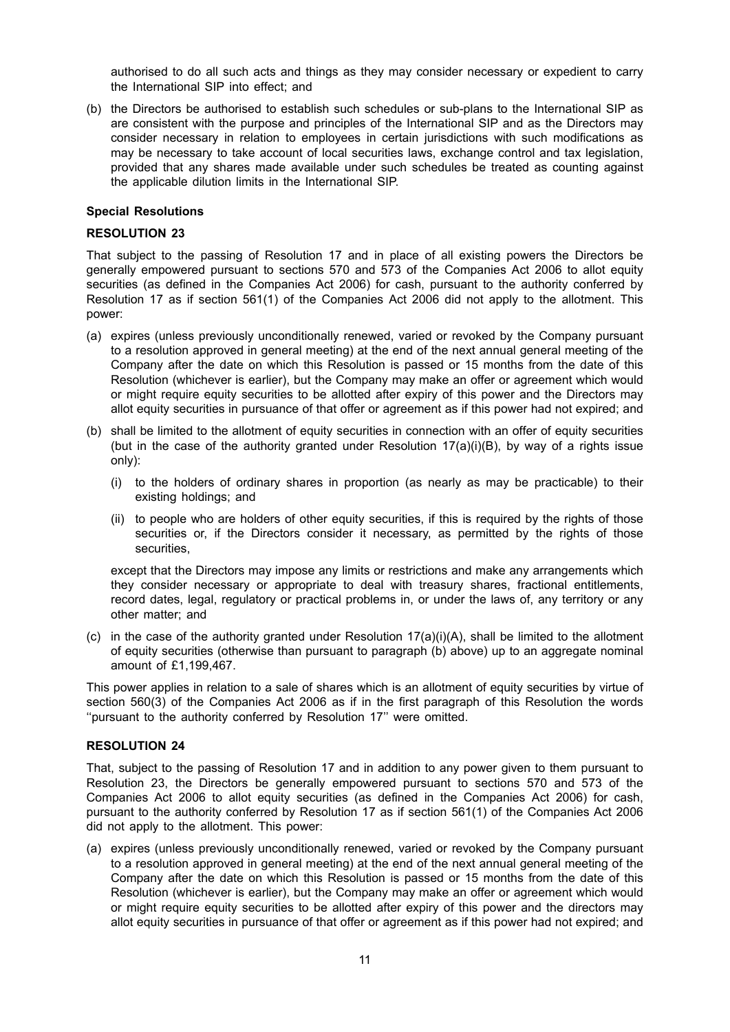authorised to do all such acts and things as they may consider necessary or expedient to carry the International SIP into effect; and

(b) the Directors be authorised to establish such schedules or sub-plans to the International SIP as are consistent with the purpose and principles of the International SIP and as the Directors may consider necessary in relation to employees in certain jurisdictions with such modifications as may be necessary to take account of local securities laws, exchange control and tax legislation, provided that any shares made available under such schedules be treated as counting against the applicable dilution limits in the International SIP.

**Special Resolutions**

**RESOLUTION 23**

That subject to the passing of Resolution 17 and in place of all existing powers the Directors be generally empowered pursuant to sections 570 and 573 of the Companies Act 2006 to allot equity securities (as defined in the Companies Act 2006) for cash, pursuant to the authority conferred by Resolution 17 as if section 561(1) of the Companies Act 2006 did not apply to the allotment. This power:

(a) expires (unless previously unconditionally renewed, varied or revoked by the Company pursuant to a resolution approved in general meeting) at the end of the next annual general meeting of the Company after the date on which this Resolution is passed or 15 months from the date of this Resolution (whichever is earlier), but the Company may make an offer or agreement which would or might require equity securities to be allotted after expiry of this power and the Directors may allot equity securities in pursuance of that offer or agreement as if this power had not expired; and

(b) shall be limited to the allotment of equity securities in connection with an offer of equity securities (but in the case of the authority granted under Resolution 17(a)(i)(B), by way of a rights issue only):

    (i) to the holders of ordinary shares in proportion (as nearly as may be practicable) to their existing holdings; and

    (ii) to people who are holders of other equity securities, if this is required by the rights of those securities or, if the Directors consider it necessary, as permitted by the rights of those securities,

    except that the Directors may impose any limits or restrictions and make any arrangements which they consider necessary or appropriate to deal with treasury shares, fractional entitlements, record dates, legal, regulatory or practical problems in, or under the laws of, any territory or any other matter; and

(c) in the case of the authority granted under Resolution 17(a)(i)(A), shall be limited to the allotment of equity securities (otherwise than pursuant to paragraph (b) above) up to an aggregate nominal amount of £1,199,467.

This power applies in relation to a sale of shares which is an allotment of equity securities by virtue of section 560(3) of the Companies Act 2006 as if in the first paragraph of this Resolution the words ''pursuant to the authority conferred by Resolution 17'' were omitted.

**RESOLUTION 24**

That, subject to the passing of Resolution 17 and in addition to any power given to them pursuant to Resolution 23, the Directors be generally empowered pursuant to sections 570 and 573 of the Companies Act 2006 to allot equity securities (as defined in the Companies Act 2006) for cash, pursuant to the authority conferred by Resolution 17 as if section 561(1) of the Companies Act 2006 did not apply to the allotment. This power:

(a) expires (unless previously unconditionally renewed, varied or revoked by the Company pursuant to a resolution approved in general meeting) at the end of the next annual general meeting of the Company after the date on which this Resolution is passed or 15 months from the date of this Resolution (whichever is earlier), but the Company may make an offer or agreement which would or might require equity securities to be allotted after expiry of this power and the directors may allot equity securities in pursuance of that offer or agreement as if this power had not expired; and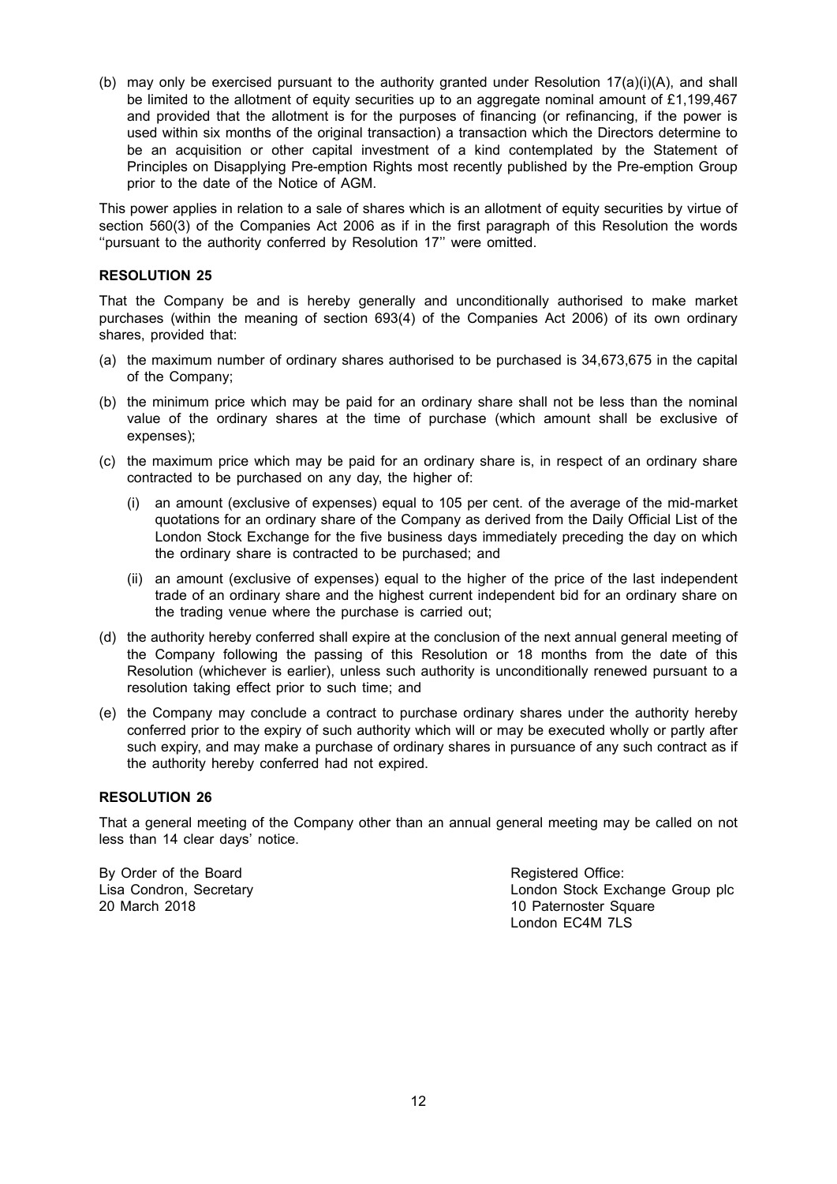(b) may only be exercised pursuant to the authority granted under Resolution 17(a)(i)(A), and shall be limited to the allotment of equity securities up to an aggregate nominal amount of £1,199,467 and provided that the allotment is for the purposes of financing (or refinancing, if the power is used within six months of the original transaction) a transaction which the Directors determine to be an acquisition or other capital investment of a kind contemplated by the Statement of Principles on Disapplying Pre-emption Rights most recently published by the Pre-emption Group prior to the date of the Notice of AGM.

This power applies in relation to a sale of shares which is an allotment of equity securities by virtue of section 560(3) of the Companies Act 2006 as if in the first paragraph of this Resolution the words ''pursuant to the authority conferred by Resolution 17'' were omitted.

**RESOLUTION 25**

That the Company be and is hereby generally and unconditionally authorised to make market purchases (within the meaning of section 693(4) of the Companies Act 2006) of its own ordinary shares, provided that:

(a) the maximum number of ordinary shares authorised to be purchased is 34,673,675 in the capital of the Company;

(b) the minimum price which may be paid for an ordinary share shall not be less than the nominal value of the ordinary shares at the time of purchase (which amount shall be exclusive of expenses);

(c) the maximum price which may be paid for an ordinary share is, in respect of an ordinary share contracted to be purchased on any day, the higher of:

   (i) an amount (exclusive of expenses) equal to 105 per cent. of the average of the mid-market quotations for an ordinary share of the Company as derived from the Daily Official List of the London Stock Exchange for the five business days immediately preceding the day on which the ordinary share is contracted to be purchased; and

   (ii) an amount (exclusive of expenses) equal to the higher of the price of the last independent trade of an ordinary share and the highest current independent bid for an ordinary share on the trading venue where the purchase is carried out;

(d) the authority hereby conferred shall expire at the conclusion of the next annual general meeting of the Company following the passing of this Resolution or 18 months from the date of this Resolution (whichever is earlier), unless such authority is unconditionally renewed pursuant to a resolution taking effect prior to such time; and

(e) the Company may conclude a contract to purchase ordinary shares under the authority hereby conferred prior to the expiry of such authority which will or may be executed wholly or partly after such expiry, and may make a purchase of ordinary shares in pursuance of any such contract as if the authority hereby conferred had not expired.

**RESOLUTION 26**

That a general meeting of the Company other than an annual general meeting may be called on not less than 14 clear days' notice.

By Order of the Board
Lisa Condron, Secretary
20 March 2018

Registered Office:
London Stock Exchange Group plc
10 Paternoster Square
London EC4M 7LS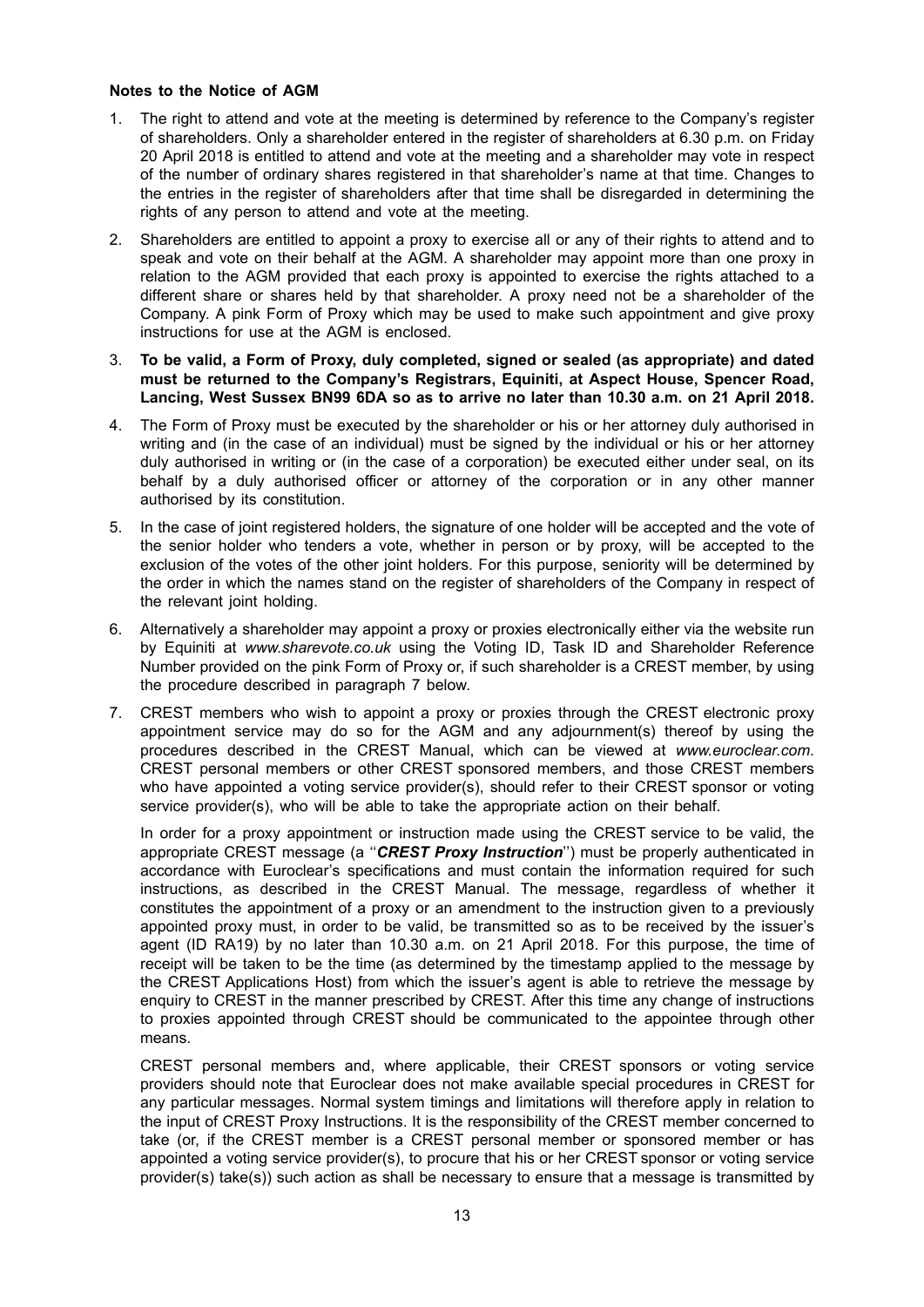**Notes to the Notice of AGM**

1. The right to attend and vote at the meeting is determined by reference to the Company's register of shareholders. Only a shareholder entered in the register of shareholders at 6.30 p.m. on Friday 20 April 2018 is entitled to attend and vote at the meeting and a shareholder may vote in respect of the number of ordinary shares registered in that shareholder's name at that time. Changes to the entries in the register of shareholders after that time shall be disregarded in determining the rights of any person to attend and vote at the meeting.

2. Shareholders are entitled to appoint a proxy to exercise all or any of their rights to attend and to speak and vote on their behalf at the AGM. A shareholder may appoint more than one proxy in relation to the AGM provided that each proxy is appointed to exercise the rights attached to a different share or shares held by that shareholder. A proxy need not be a shareholder of the Company. A pink Form of Proxy which may be used to make such appointment and give proxy instructions for use at the AGM is enclosed.

3. **To be valid, a Form of Proxy, duly completed, signed or sealed (as appropriate) and dated must be returned to the Company's Registrars, Equiniti, at Aspect House, Spencer Road, Lancing, West Sussex BN99 6DA so as to arrive no later than 10.30 a.m. on 21 April 2018.**

4. The Form of Proxy must be executed by the shareholder or his or her attorney duly authorised in writing and (in the case of an individual) must be signed by the individual or his or her attorney duly authorised in writing or (in the case of a corporation) be executed either under seal, on its behalf by a duly authorised officer or attorney of the corporation or in any other manner authorised by its constitution.

5. In the case of joint registered holders, the signature of one holder will be accepted and the vote of the senior holder who tenders a vote, whether in person or by proxy, will be accepted to the exclusion of the votes of the other joint holders. For this purpose, seniority will be determined by the order in which the names stand on the register of shareholders of the Company in respect of the relevant joint holding.

6. Alternatively a shareholder may appoint a proxy or proxies electronically either via the website run by Equiniti at *www.sharevote.co.uk* using the Voting ID, Task ID and Shareholder Reference Number provided on the pink Form of Proxy or, if such shareholder is a CREST member, by using the procedure described in paragraph 7 below.

7. CREST members who wish to appoint a proxy or proxies through the CREST electronic proxy appointment service may do so for the AGM and any adjournment(s) thereof by using the procedures described in the CREST Manual, which can be viewed at *www.euroclear.com*. CREST personal members or other CREST sponsored members, and those CREST members who have appointed a voting service provider(s), should refer to their CREST sponsor or voting service provider(s), who will be able to take the appropriate action on their behalf.

   In order for a proxy appointment or instruction made using the CREST service to be valid, the appropriate CREST message (a ''***CREST Proxy Instruction***'') must be properly authenticated in accordance with Euroclear's specifications and must contain the information required for such instructions, as described in the CREST Manual. The message, regardless of whether it constitutes the appointment of a proxy or an amendment to the instruction given to a previously appointed proxy must, in order to be valid, be transmitted so as to be received by the issuer's agent (ID RA19) by no later than 10.30 a.m. on 21 April 2018. For this purpose, the time of receipt will be taken to be the time (as determined by the timestamp applied to the message by the CREST Applications Host) from which the issuer's agent is able to retrieve the message by enquiry to CREST in the manner prescribed by CREST. After this time any change of instructions to proxies appointed through CREST should be communicated to the appointee through other means.

   CREST personal members and, where applicable, their CREST sponsors or voting service providers should note that Euroclear does not make available special procedures in CREST for any particular messages. Normal system timings and limitations will therefore apply in relation to the input of CREST Proxy Instructions. It is the responsibility of the CREST member concerned to take (or, if the CREST member is a CREST personal member or sponsored member or has appointed a voting service provider(s), to procure that his or her CREST sponsor or voting service provider(s) take(s)) such action as shall be necessary to ensure that a message is transmitted by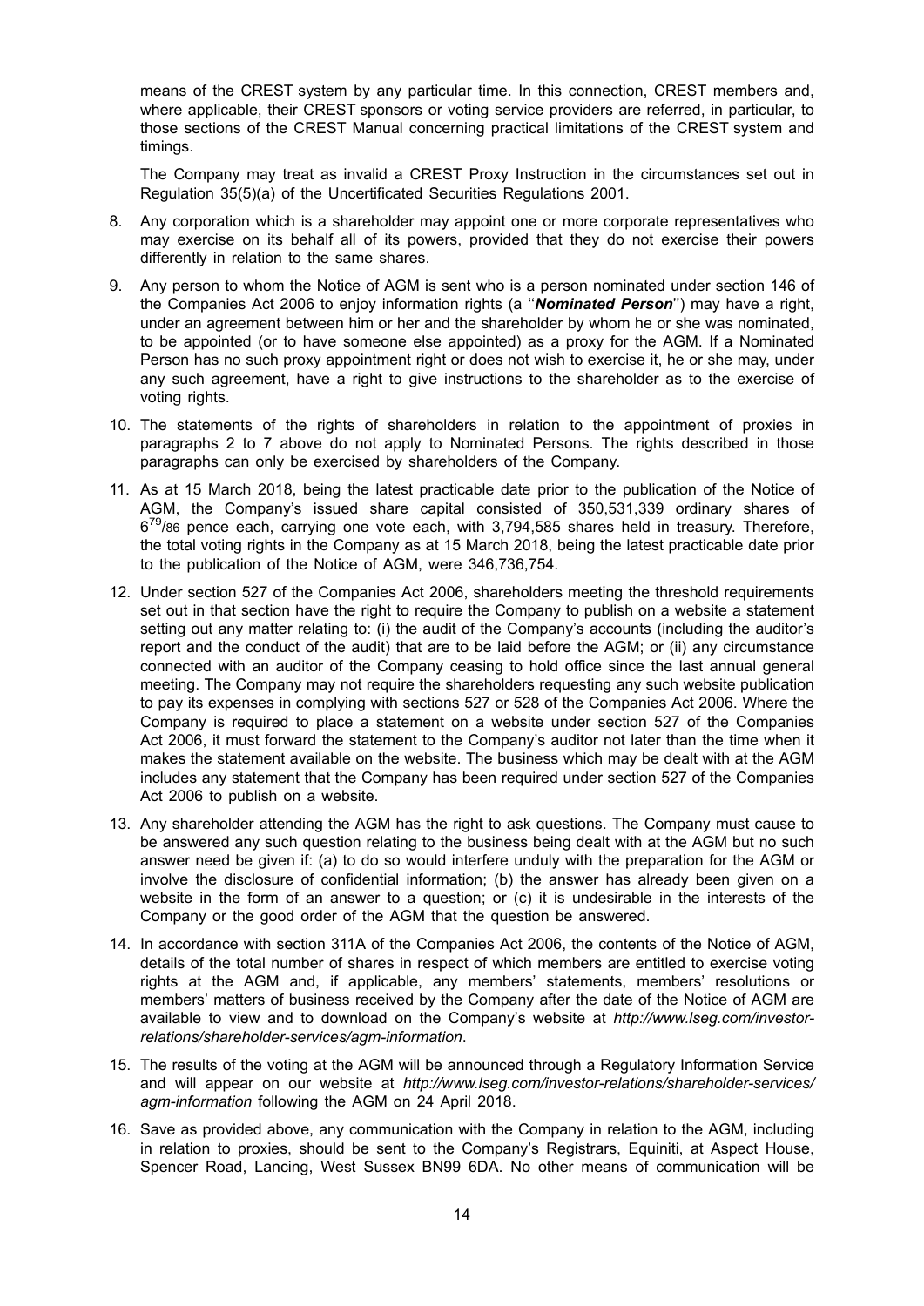means of the CREST system by any particular time. In this connection, CREST members and, where applicable, their CREST sponsors or voting service providers are referred, in particular, to those sections of the CREST Manual concerning practical limitations of the CREST system and timings.

The Company may treat as invalid a CREST Proxy Instruction in the circumstances set out in Regulation 35(5)(a) of the Uncertificated Securities Regulations 2001.

8. Any corporation which is a shareholder may appoint one or more corporate representatives who may exercise on its behalf all of its powers, provided that they do not exercise their powers differently in relation to the same shares.

9. Any person to whom the Notice of AGM is sent who is a person nominated under section 146 of the Companies Act 2006 to enjoy information rights (a ''***Nominated Person***'') may have a right, under an agreement between him or her and the shareholder by whom he or she was nominated, to be appointed (or to have someone else appointed) as a proxy for the AGM. If a Nominated Person has no such proxy appointment right or does not wish to exercise it, he or she may, under any such agreement, have a right to give instructions to the shareholder as to the exercise of voting rights.

10. The statements of the rights of shareholders in relation to the appointment of proxies in paragraphs 2 to 7 above do not apply to Nominated Persons. The rights described in those paragraphs can only be exercised by shareholders of the Company.

11. As at 15 March 2018, being the latest practicable date prior to the publication of the Notice of AGM, the Company's issued share capital consisted of 350,531,339 ordinary shares of $6^{79}/_{86}$ pence each, carrying one vote each, with 3,794,585 shares held in treasury. Therefore, the total voting rights in the Company as at 15 March 2018, being the latest practicable date prior to the publication of the Notice of AGM, were 346,736,754.

12. Under section 527 of the Companies Act 2006, shareholders meeting the threshold requirements set out in that section have the right to require the Company to publish on a website a statement setting out any matter relating to: (i) the audit of the Company's accounts (including the auditor's report and the conduct of the audit) that are to be laid before the AGM; or (ii) any circumstance connected with an auditor of the Company ceasing to hold office since the last annual general meeting. The Company may not require the shareholders requesting any such website publication to pay its expenses in complying with sections 527 or 528 of the Companies Act 2006. Where the Company is required to place a statement on a website under section 527 of the Companies Act 2006, it must forward the statement to the Company's auditor not later than the time when it makes the statement available on the website. The business which may be dealt with at the AGM includes any statement that the Company has been required under section 527 of the Companies Act 2006 to publish on a website.

13. Any shareholder attending the AGM has the right to ask questions. The Company must cause to be answered any such question relating to the business being dealt with at the AGM but no such answer need be given if: (a) to do so would interfere unduly with the preparation for the AGM or involve the disclosure of confidential information; (b) the answer has already been given on a website in the form of an answer to a question; or (c) it is undesirable in the interests of the Company or the good order of the AGM that the question be answered.

14. In accordance with section 311A of the Companies Act 2006, the contents of the Notice of AGM, details of the total number of shares in respect of which members are entitled to exercise voting rights at the AGM and, if applicable, any members' statements, members' resolutions or members' matters of business received by the Company after the date of the Notice of AGM are available to view and to download on the Company's website at *http://www.lseg.com/investor-relations/shareholder-services/agm-information*.

15. The results of the voting at the AGM will be announced through a Regulatory Information Service and will appear on our website at *http://www.lseg.com/investor-relations/shareholder-services/agm-information* following the AGM on 24 April 2018.

16. Save as provided above, any communication with the Company in relation to the AGM, including in relation to proxies, should be sent to the Company's Registrars, Equiniti, at Aspect House, Spencer Road, Lancing, West Sussex BN99 6DA. No other means of communication will be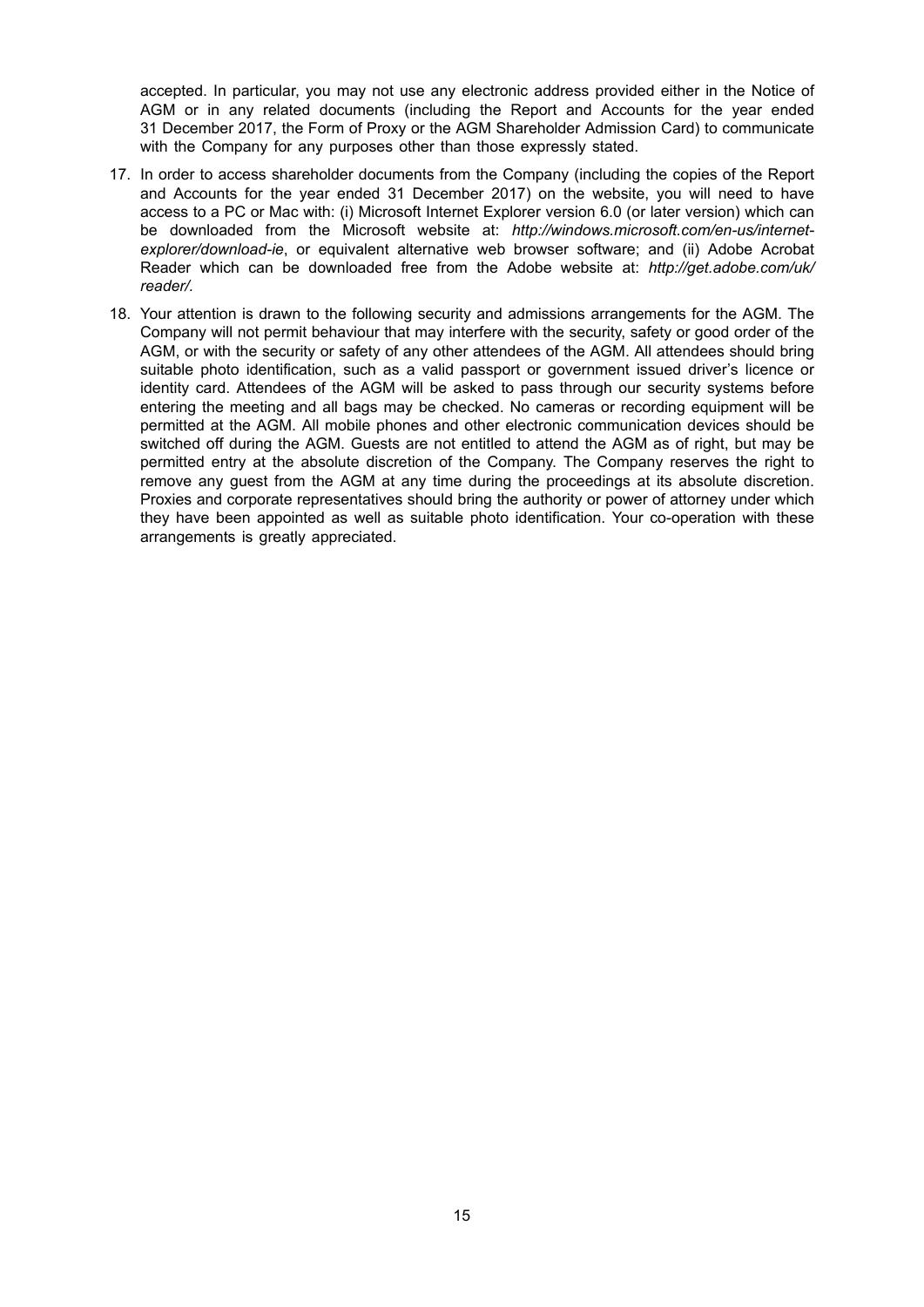accepted. In particular, you may not use any electronic address provided either in the Notice of AGM or in any related documents (including the Report and Accounts for the year ended 31 December 2017, the Form of Proxy or the AGM Shareholder Admission Card) to communicate with the Company for any purposes other than those expressly stated.

17. In order to access shareholder documents from the Company (including the copies of the Report and Accounts for the year ended 31 December 2017) on the website, you will need to have access to a PC or Mac with: (i) Microsoft Internet Explorer version 6.0 (or later version) which can be downloaded from the Microsoft website at: *http://windows.microsoft.com/en-us/internet-explorer/download-ie*, or equivalent alternative web browser software; and (ii) Adobe Acrobat Reader which can be downloaded free from the Adobe website at: *http://get.adobe.com/uk/reader/.*

18. Your attention is drawn to the following security and admissions arrangements for the AGM. The Company will not permit behaviour that may interfere with the security, safety or good order of the AGM, or with the security or safety of any other attendees of the AGM. All attendees should bring suitable photo identification, such as a valid passport or government issued driver's licence or identity card. Attendees of the AGM will be asked to pass through our security systems before entering the meeting and all bags may be checked. No cameras or recording equipment will be permitted at the AGM. All mobile phones and other electronic communication devices should be switched off during the AGM. Guests are not entitled to attend the AGM as of right, but may be permitted entry at the absolute discretion of the Company. The Company reserves the right to remove any guest from the AGM at any time during the proceedings at its absolute discretion. Proxies and corporate representatives should bring the authority or power of attorney under which they have been appointed as well as suitable photo identification. Your co-operation with these arrangements is greatly appreciated.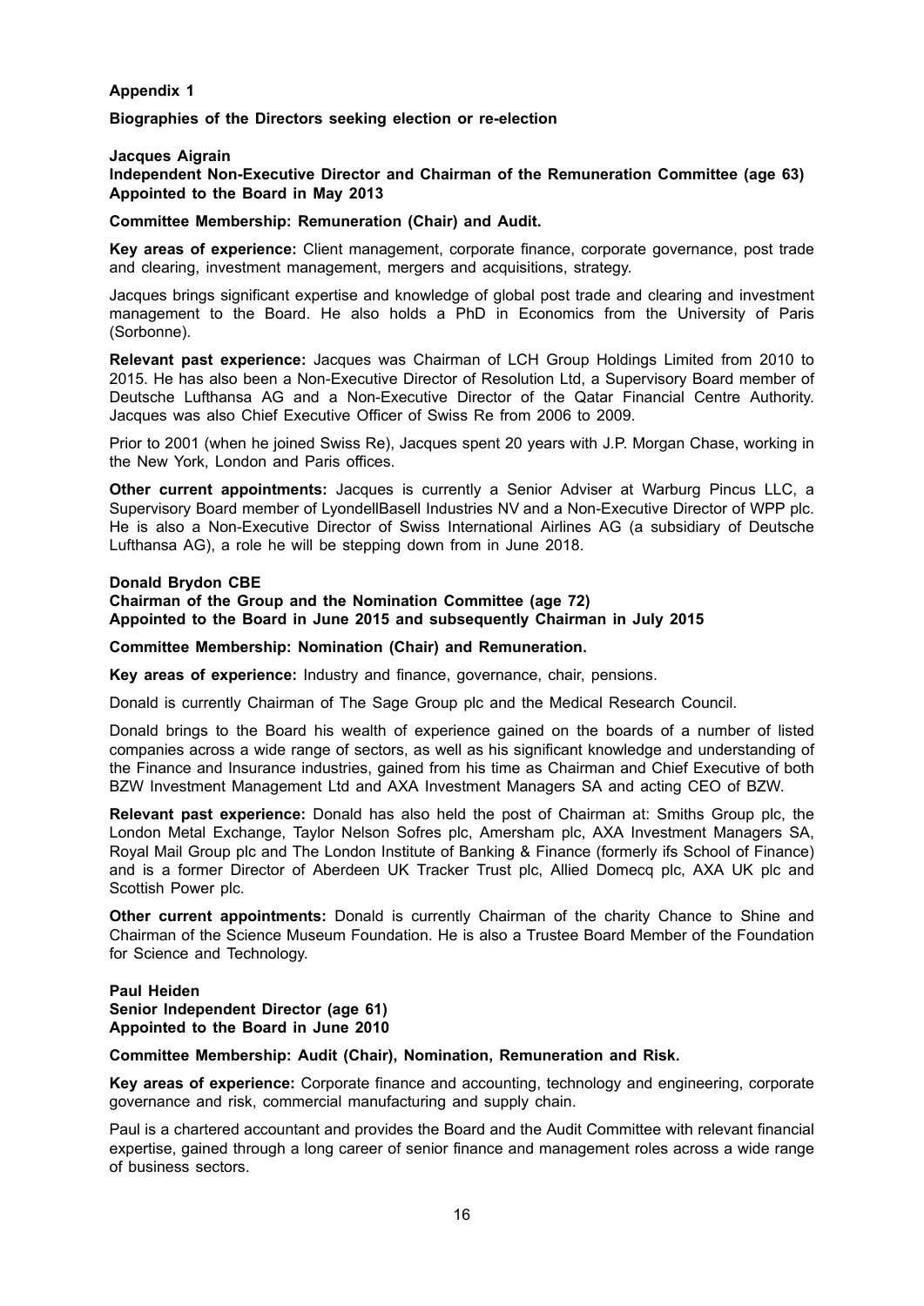## Appendix 1

### Biographies of the Directors seeking election or re-election

**Jacques Aigrain**
**Independent Non-Executive Director and Chairman of the Remuneration Committee (age 63)**
**Appointed to the Board in May 2013**

**Committee Membership: Remuneration (Chair) and Audit.**

**Key areas of experience:** Client management, corporate finance, corporate governance, post trade and clearing, investment management, mergers and acquisitions, strategy.

Jacques brings significant expertise and knowledge of global post trade and clearing and investment management to the Board. He also holds a PhD in Economics from the University of Paris (Sorbonne).

**Relevant past experience:** Jacques was Chairman of LCH Group Holdings Limited from 2010 to 2015. He has also been a Non-Executive Director of Resolution Ltd, a Supervisory Board member of Deutsche Lufthansa AG and a Non-Executive Director of the Qatar Financial Centre Authority. Jacques was also Chief Executive Officer of Swiss Re from 2006 to 2009.

Prior to 2001 (when he joined Swiss Re), Jacques spent 20 years with J.P. Morgan Chase, working in the New York, London and Paris offices.

**Other current appointments:** Jacques is currently a Senior Adviser at Warburg Pincus LLC, a Supervisory Board member of LyondellBasell Industries NV and a Non-Executive Director of WPP plc. He is also a Non-Executive Director of Swiss International Airlines AG (a subsidiary of Deutsche Lufthansa AG), a role he will be stepping down from in June 2018.

**Donald Brydon CBE**
**Chairman of the Group and the Nomination Committee (age 72)**
**Appointed to the Board in June 2015 and subsequently Chairman in July 2015**

**Committee Membership: Nomination (Chair) and Remuneration.**

**Key areas of experience:** Industry and finance, governance, chair, pensions.

Donald is currently Chairman of The Sage Group plc and the Medical Research Council.

Donald brings to the Board his wealth of experience gained on the boards of a number of listed companies across a wide range of sectors, as well as his significant knowledge and understanding of the Finance and Insurance industries, gained from his time as Chairman and Chief Executive of both BZW Investment Management Ltd and AXA Investment Managers SA and acting CEO of BZW.

**Relevant past experience:** Donald has also held the post of Chairman at: Smiths Group plc, the London Metal Exchange, Taylor Nelson Sofres plc, Amersham plc, AXA Investment Managers SA, Royal Mail Group plc and The London Institute of Banking & Finance (formerly ifs School of Finance) and is a former Director of Aberdeen UK Tracker Trust plc, Allied Domecq plc, AXA UK plc and Scottish Power plc.

**Other current appointments:** Donald is currently Chairman of the charity Chance to Shine and Chairman of the Science Museum Foundation. He is also a Trustee Board Member of the Foundation for Science and Technology.

**Paul Heiden**
**Senior Independent Director (age 61)**
**Appointed to the Board in June 2010**

**Committee Membership: Audit (Chair), Nomination, Remuneration and Risk.**

**Key areas of experience:** Corporate finance and accounting, technology and engineering, corporate governance and risk, commercial manufacturing and supply chain.

Paul is a chartered accountant and provides the Board and the Audit Committee with relevant financial expertise, gained through a long career of senior finance and management roles across a wide range of business sectors.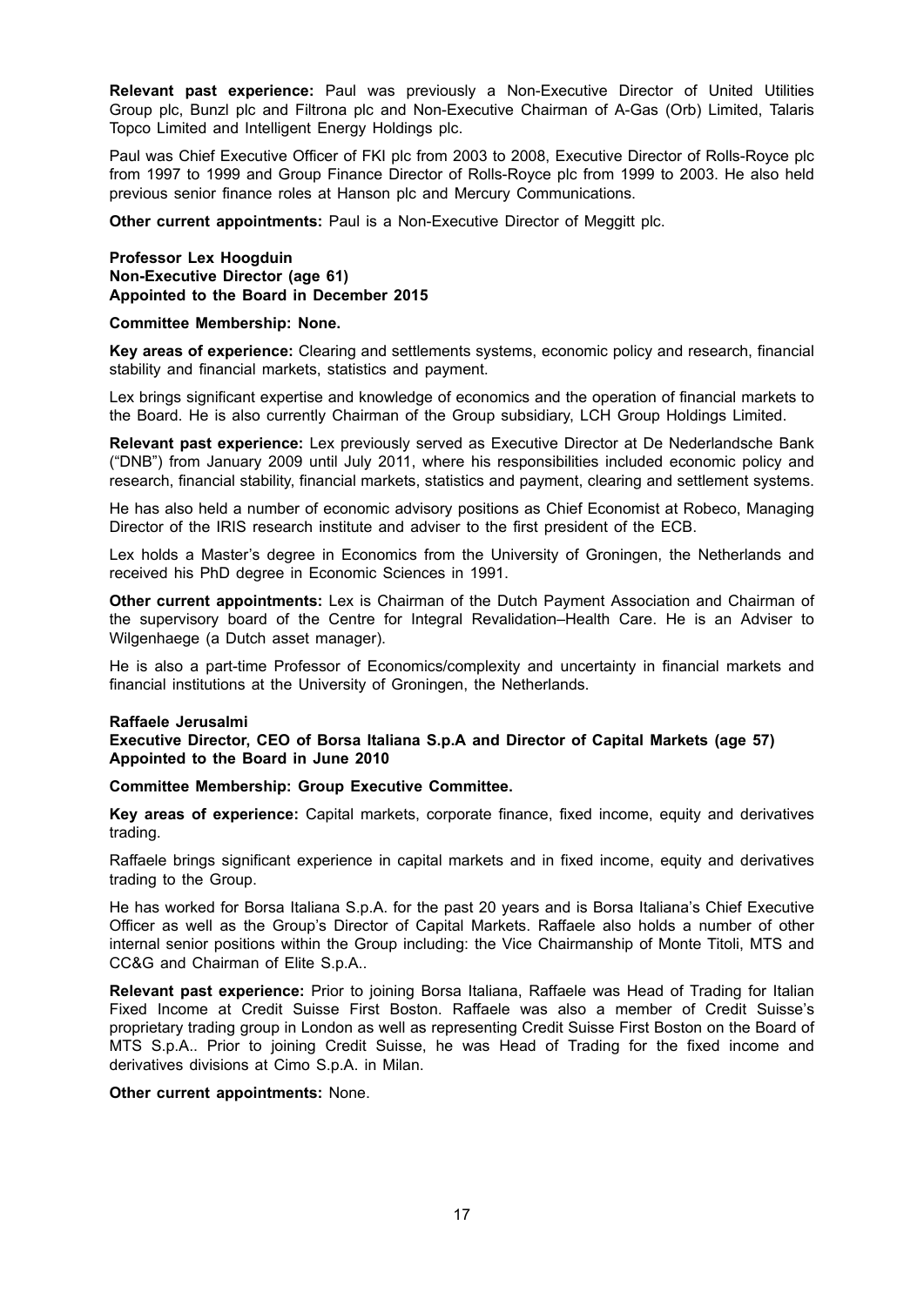**Relevant past experience:** Paul was previously a Non-Executive Director of United Utilities Group plc, Bunzl plc and Filtrona plc and Non-Executive Chairman of A-Gas (Orb) Limited, Talaris Topco Limited and Intelligent Energy Holdings plc.

Paul was Chief Executive Officer of FKI plc from 2003 to 2008, Executive Director of Rolls-Royce plc from 1997 to 1999 and Group Finance Director of Rolls-Royce plc from 1999 to 2003. He also held previous senior finance roles at Hanson plc and Mercury Communications.

**Other current appointments:** Paul is a Non-Executive Director of Meggitt plc.

**Professor Lex Hoogduin**
**Non-Executive Director (age 61)**
**Appointed to the Board in December 2015**

**Committee Membership: None.**

**Key areas of experience:** Clearing and settlements systems, economic policy and research, financial stability and financial markets, statistics and payment.

Lex brings significant expertise and knowledge of economics and the operation of financial markets to the Board. He is also currently Chairman of the Group subsidiary, LCH Group Holdings Limited.

**Relevant past experience:** Lex previously served as Executive Director at De Nederlandsche Bank ("DNB") from January 2009 until July 2011, where his responsibilities included economic policy and research, financial stability, financial markets, statistics and payment, clearing and settlement systems.

He has also held a number of economic advisory positions as Chief Economist at Robeco, Managing Director of the IRIS research institute and adviser to the first president of the ECB.

Lex holds a Master's degree in Economics from the University of Groningen, the Netherlands and received his PhD degree in Economic Sciences in 1991.

**Other current appointments:** Lex is Chairman of the Dutch Payment Association and Chairman of the supervisory board of the Centre for Integral Revalidation–Health Care. He is an Adviser to Wilgenhaege (a Dutch asset manager).

He is also a part-time Professor of Economics/complexity and uncertainty in financial markets and financial institutions at the University of Groningen, the Netherlands.

**Raffaele Jerusalmi**
**Executive Director, CEO of Borsa Italiana S.p.A and Director of Capital Markets (age 57)**
**Appointed to the Board in June 2010**

**Committee Membership: Group Executive Committee.**

**Key areas of experience:** Capital markets, corporate finance, fixed income, equity and derivatives trading.

Raffaele brings significant experience in capital markets and in fixed income, equity and derivatives trading to the Group.

He has worked for Borsa Italiana S.p.A. for the past 20 years and is Borsa Italiana's Chief Executive Officer as well as the Group's Director of Capital Markets. Raffaele also holds a number of other internal senior positions within the Group including: the Vice Chairmanship of Monte Titoli, MTS and CC&G and Chairman of Elite S.p.A..

**Relevant past experience:** Prior to joining Borsa Italiana, Raffaele was Head of Trading for Italian Fixed Income at Credit Suisse First Boston. Raffaele was also a member of Credit Suisse's proprietary trading group in London as well as representing Credit Suisse First Boston on the Board of MTS S.p.A.. Prior to joining Credit Suisse, he was Head of Trading for the fixed income and derivatives divisions at Cimo S.p.A. in Milan.

**Other current appointments:** None.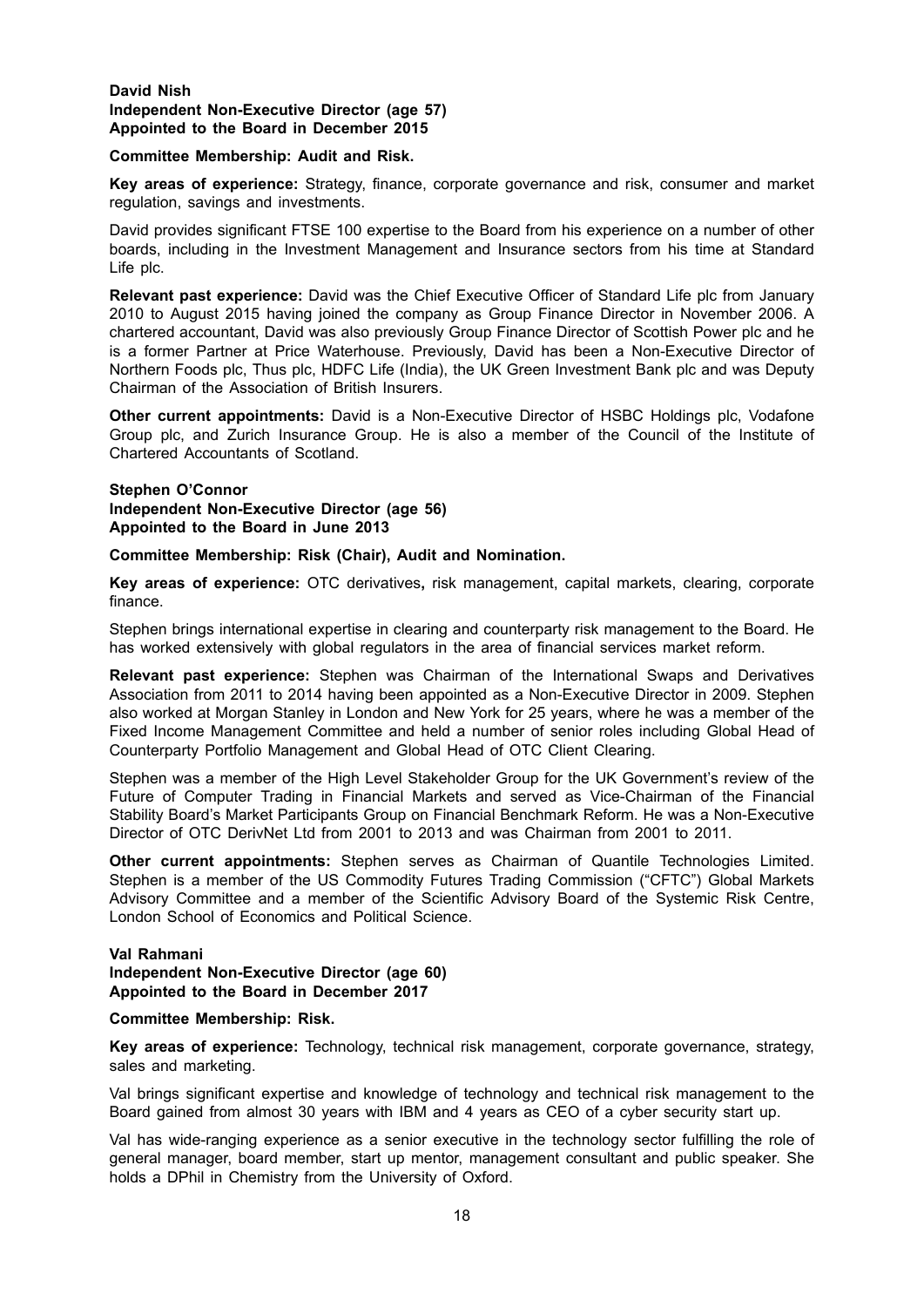**David Nish**
**Independent Non-Executive Director (age 57)**
**Appointed to the Board in December 2015**

**Committee Membership: Audit and Risk.**

**Key areas of experience:** Strategy, finance, corporate governance and risk, consumer and market regulation, savings and investments.

David provides significant FTSE 100 expertise to the Board from his experience on a number of other boards, including in the Investment Management and Insurance sectors from his time at Standard Life plc.

**Relevant past experience:** David was the Chief Executive Officer of Standard Life plc from January 2010 to August 2015 having joined the company as Group Finance Director in November 2006. A chartered accountant, David was also previously Group Finance Director of Scottish Power plc and he is a former Partner at Price Waterhouse. Previously, David has been a Non-Executive Director of Northern Foods plc, Thus plc, HDFC Life (India), the UK Green Investment Bank plc and was Deputy Chairman of the Association of British Insurers.

**Other current appointments:** David is a Non-Executive Director of HSBC Holdings plc, Vodafone Group plc, and Zurich Insurance Group. He is also a member of the Council of the Institute of Chartered Accountants of Scotland.

**Stephen O'Connor**
**Independent Non-Executive Director (age 56)**
**Appointed to the Board in June 2013**

**Committee Membership: Risk (Chair), Audit and Nomination.**

**Key areas of experience:** OTC derivatives**,** risk management, capital markets, clearing, corporate finance.

Stephen brings international expertise in clearing and counterparty risk management to the Board. He has worked extensively with global regulators in the area of financial services market reform.

**Relevant past experience:** Stephen was Chairman of the International Swaps and Derivatives Association from 2011 to 2014 having been appointed as a Non-Executive Director in 2009. Stephen also worked at Morgan Stanley in London and New York for 25 years, where he was a member of the Fixed Income Management Committee and held a number of senior roles including Global Head of Counterparty Portfolio Management and Global Head of OTC Client Clearing.

Stephen was a member of the High Level Stakeholder Group for the UK Government's review of the Future of Computer Trading in Financial Markets and served as Vice-Chairman of the Financial Stability Board's Market Participants Group on Financial Benchmark Reform. He was a Non-Executive Director of OTC DerivNet Ltd from 2001 to 2013 and was Chairman from 2001 to 2011.

**Other current appointments:** Stephen serves as Chairman of Quantile Technologies Limited. Stephen is a member of the US Commodity Futures Trading Commission ("CFTC") Global Markets Advisory Committee and a member of the Scientific Advisory Board of the Systemic Risk Centre, London School of Economics and Political Science.

**Val Rahmani**
**Independent Non-Executive Director (age 60)**
**Appointed to the Board in December 2017**

**Committee Membership: Risk.**

**Key areas of experience:** Technology, technical risk management, corporate governance, strategy, sales and marketing.

Val brings significant expertise and knowledge of technology and technical risk management to the Board gained from almost 30 years with IBM and 4 years as CEO of a cyber security start up.

Val has wide-ranging experience as a senior executive in the technology sector fulfilling the role of general manager, board member, start up mentor, management consultant and public speaker. She holds a DPhil in Chemistry from the University of Oxford.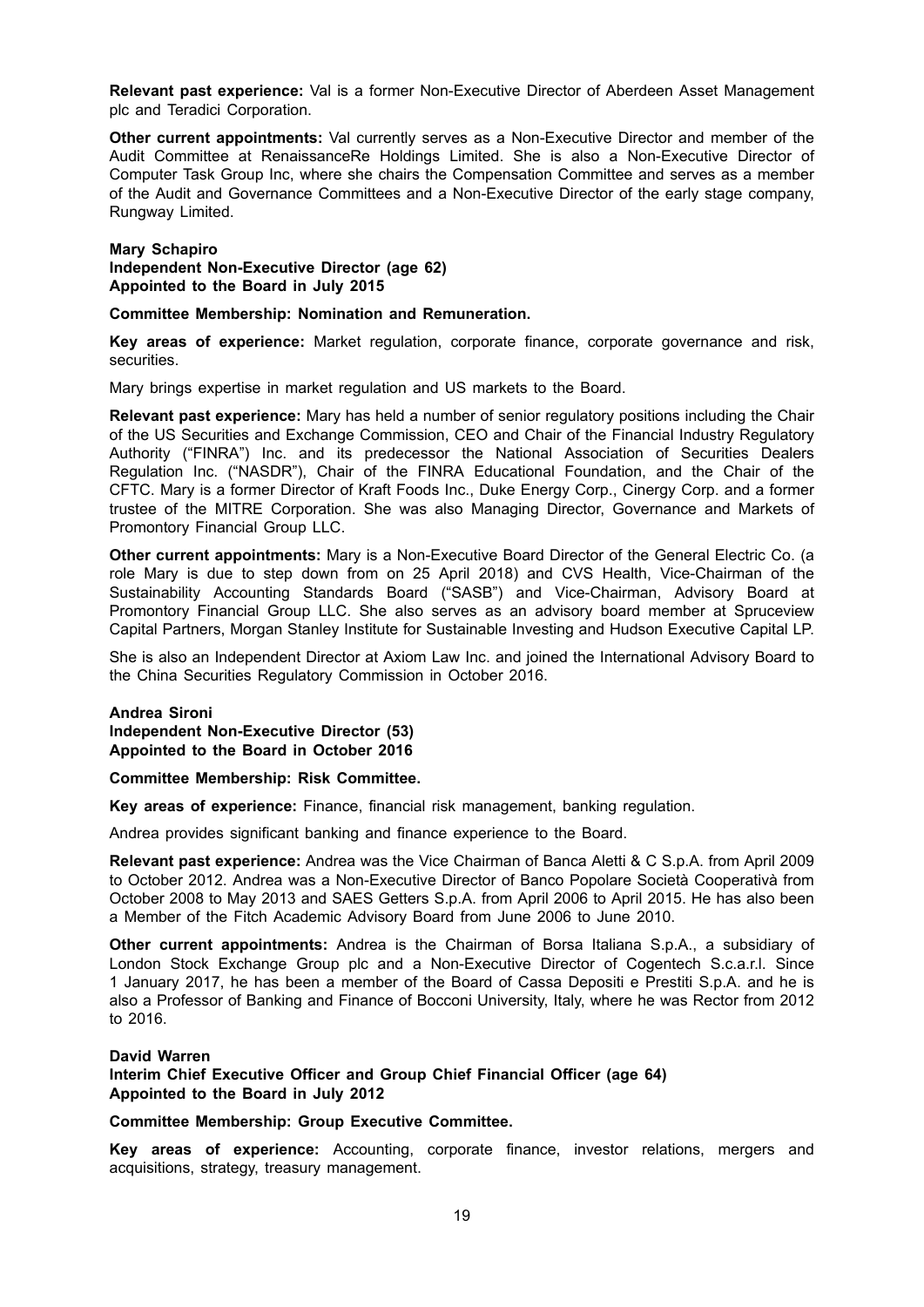**Relevant past experience:** Val is a former Non-Executive Director of Aberdeen Asset Management plc and Teradici Corporation.

**Other current appointments:** Val currently serves as a Non-Executive Director and member of the Audit Committee at RenaissanceRe Holdings Limited. She is also a Non-Executive Director of Computer Task Group Inc, where she chairs the Compensation Committee and serves as a member of the Audit and Governance Committees and a Non-Executive Director of the early stage company, Rungway Limited.

**Mary Schapiro**
**Independent Non-Executive Director (age 62)**
**Appointed to the Board in July 2015**

**Committee Membership: Nomination and Remuneration.**

**Key areas of experience:** Market regulation, corporate finance, corporate governance and risk, securities.

Mary brings expertise in market regulation and US markets to the Board.

**Relevant past experience:** Mary has held a number of senior regulatory positions including the Chair of the US Securities and Exchange Commission, CEO and Chair of the Financial Industry Regulatory Authority ("FINRA") Inc. and its predecessor the National Association of Securities Dealers Regulation Inc. ("NASDR"), Chair of the FINRA Educational Foundation, and the Chair of the CFTC. Mary is a former Director of Kraft Foods Inc., Duke Energy Corp., Cinergy Corp. and a former trustee of the MITRE Corporation. She was also Managing Director, Governance and Markets of Promontory Financial Group LLC.

**Other current appointments:** Mary is a Non-Executive Board Director of the General Electric Co. (a role Mary is due to step down from on 25 April 2018) and CVS Health, Vice-Chairman of the Sustainability Accounting Standards Board ("SASB") and Vice-Chairman, Advisory Board at Promontory Financial Group LLC. She also serves as an advisory board member at Spruceview Capital Partners, Morgan Stanley Institute for Sustainable Investing and Hudson Executive Capital LP.

She is also an Independent Director at Axiom Law Inc. and joined the International Advisory Board to the China Securities Regulatory Commission in October 2016.

**Andrea Sironi**
**Independent Non-Executive Director (53)**
**Appointed to the Board in October 2016**

**Committee Membership: Risk Committee.**

**Key areas of experience:** Finance, financial risk management, banking regulation.

Andrea provides significant banking and finance experience to the Board.

**Relevant past experience:** Andrea was the Vice Chairman of Banca Aletti & C S.p.A. from April 2009 to October 2012. Andrea was a Non-Executive Director of Banco Popolare Società Cooperativà from October 2008 to May 2013 and SAES Getters S.p.A. from April 2006 to April 2015. He has also been a Member of the Fitch Academic Advisory Board from June 2006 to June 2010.

**Other current appointments:** Andrea is the Chairman of Borsa Italiana S.p.A., a subsidiary of London Stock Exchange Group plc and a Non-Executive Director of Cogentech S.c.a.r.l. Since 1 January 2017, he has been a member of the Board of Cassa Depositi e Prestiti S.p.A. and he is also a Professor of Banking and Finance of Bocconi University, Italy, where he was Rector from 2012 to 2016.

**David Warren**
**Interim Chief Executive Officer and Group Chief Financial Officer (age 64)**
**Appointed to the Board in July 2012**

**Committee Membership: Group Executive Committee.**

**Key areas of experience:** Accounting, corporate finance, investor relations, mergers and acquisitions, strategy, treasury management.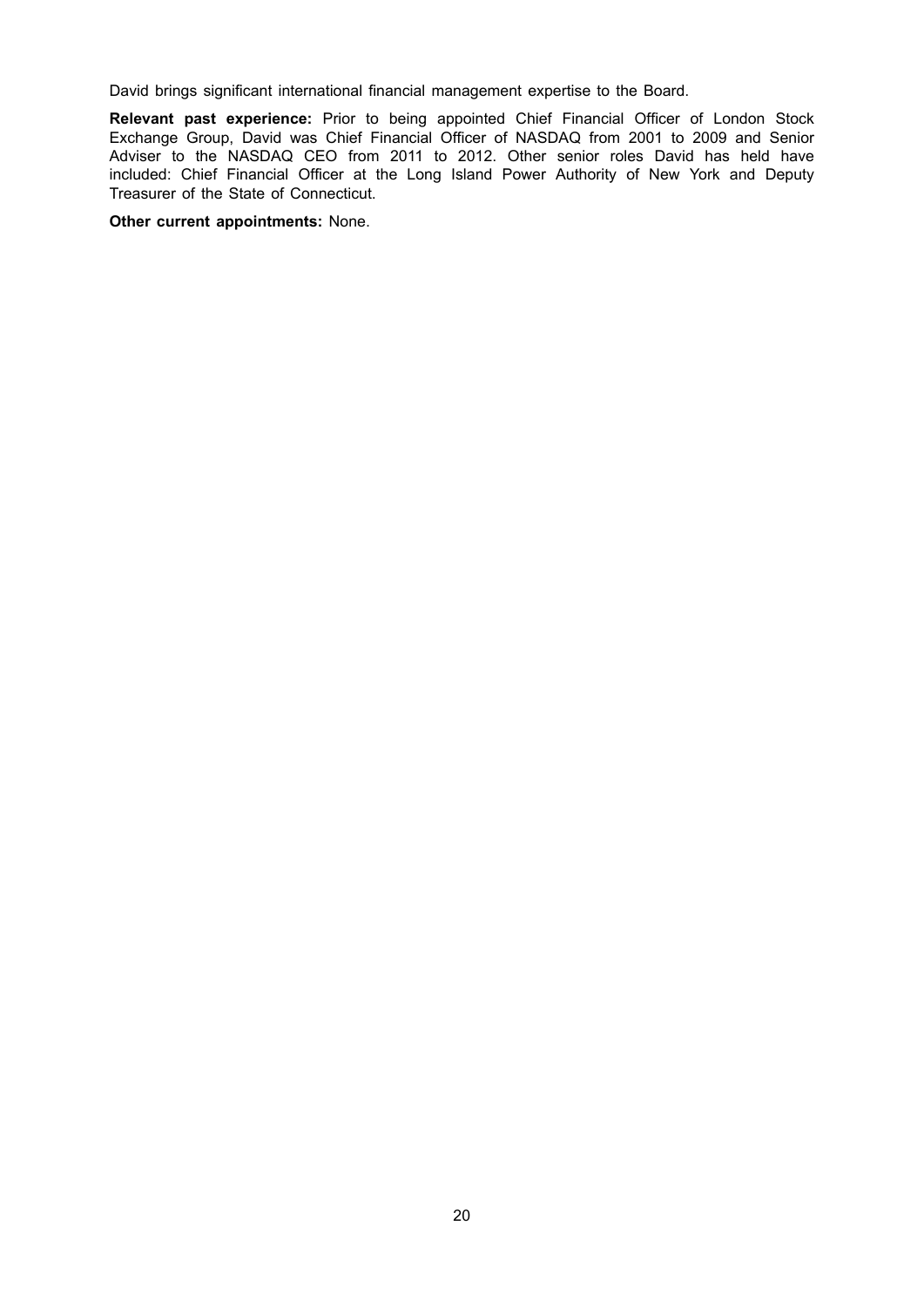David brings significant international financial management expertise to the Board.

**Relevant past experience:** Prior to being appointed Chief Financial Officer of London Stock Exchange Group, David was Chief Financial Officer of NASDAQ from 2001 to 2009 and Senior Adviser to the NASDAQ CEO from 2011 to 2012. Other senior roles David has held have included: Chief Financial Officer at the Long Island Power Authority of New York and Deputy Treasurer of the State of Connecticut.

**Other current appointments:** None.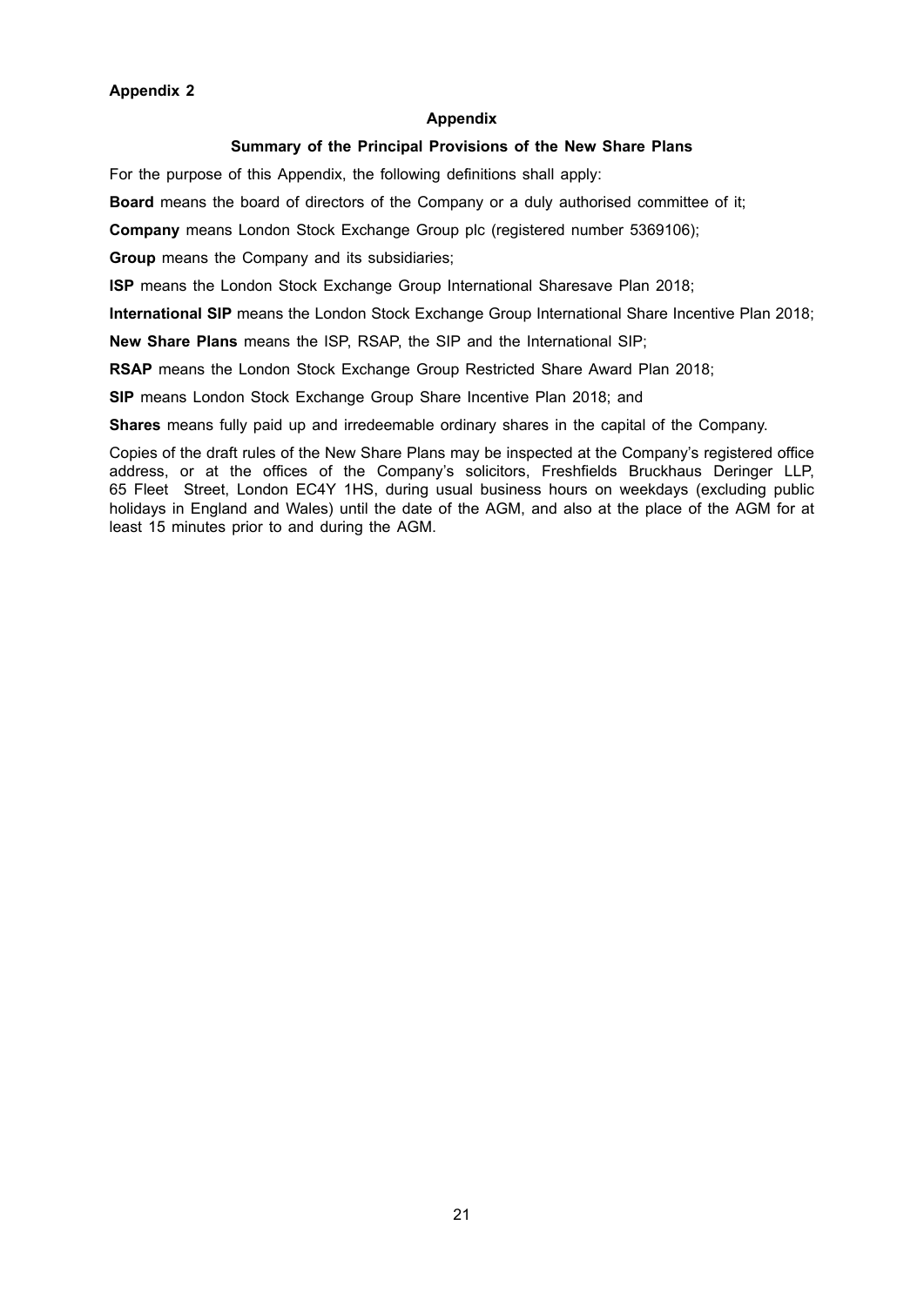**Appendix 2**

## Appendix

### Summary of the Principal Provisions of the New Share Plans

For the purpose of this Appendix, the following definitions shall apply:

**Board** means the board of directors of the Company or a duly authorised committee of it;

**Company** means London Stock Exchange Group plc (registered number 5369106);

**Group** means the Company and its subsidiaries;

**ISP** means the London Stock Exchange Group International Sharesave Plan 2018;

**International SIP** means the London Stock Exchange Group International Share Incentive Plan 2018;

**New Share Plans** means the ISP, RSAP, the SIP and the International SIP;

**RSAP** means the London Stock Exchange Group Restricted Share Award Plan 2018;

**SIP** means London Stock Exchange Group Share Incentive Plan 2018; and

**Shares** means fully paid up and irredeemable ordinary shares in the capital of the Company.

Copies of the draft rules of the New Share Plans may be inspected at the Company's registered office address, or at the offices of the Company's solicitors, Freshfields Bruckhaus Deringer LLP, 65 Fleet Street, London EC4Y 1HS, during usual business hours on weekdays (excluding public holidays in England and Wales) until the date of the AGM, and also at the place of the AGM for at least 15 minutes prior to and during the AGM.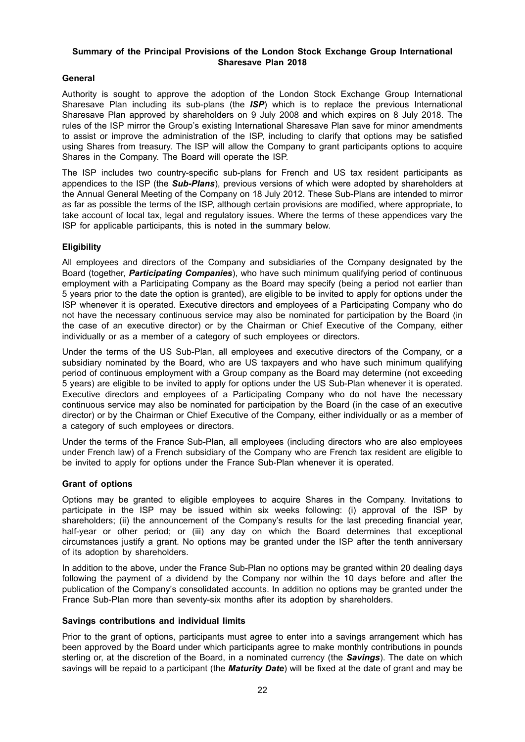**Summary of the Principal Provisions of the London Stock Exchange Group International Sharesave Plan 2018**

**General**

Authority is sought to approve the adoption of the London Stock Exchange Group International Sharesave Plan including its sub-plans (the ***ISP***) which is to replace the previous International Sharesave Plan approved by shareholders on 9 July 2008 and which expires on 8 July 2018. The rules of the ISP mirror the Group's existing International Sharesave Plan save for minor amendments to assist or improve the administration of the ISP, including to clarify that options may be satisfied using Shares from treasury. The ISP will allow the Company to grant participants options to acquire Shares in the Company. The Board will operate the ISP.

The ISP includes two country-specific sub-plans for French and US tax resident participants as appendices to the ISP (the ***Sub-Plans***), previous versions of which were adopted by shareholders at the Annual General Meeting of the Company on 18 July 2012. These Sub-Plans are intended to mirror as far as possible the terms of the ISP, although certain provisions are modified, where appropriate, to take account of local tax, legal and regulatory issues. Where the terms of these appendices vary the ISP for applicable participants, this is noted in the summary below.

**Eligibility**

All employees and directors of the Company and subsidiaries of the Company designated by the Board (together, ***Participating Companies***), who have such minimum qualifying period of continuous employment with a Participating Company as the Board may specify (being a period not earlier than 5 years prior to the date the option is granted), are eligible to be invited to apply for options under the ISP whenever it is operated. Executive directors and employees of a Participating Company who do not have the necessary continuous service may also be nominated for participation by the Board (in the case of an executive director) or by the Chairman or Chief Executive of the Company, either individually or as a member of a category of such employees or directors.

Under the terms of the US Sub-Plan, all employees and executive directors of the Company, or a subsidiary nominated by the Board, who are US taxpayers and who have such minimum qualifying period of continuous employment with a Group company as the Board may determine (not exceeding 5 years) are eligible to be invited to apply for options under the US Sub-Plan whenever it is operated. Executive directors and employees of a Participating Company who do not have the necessary continuous service may also be nominated for participation by the Board (in the case of an executive director) or by the Chairman or Chief Executive of the Company, either individually or as a member of a category of such employees or directors.

Under the terms of the France Sub-Plan, all employees (including directors who are also employees under French law) of a French subsidiary of the Company who are French tax resident are eligible to be invited to apply for options under the France Sub-Plan whenever it is operated.

**Grant of options**

Options may be granted to eligible employees to acquire Shares in the Company. Invitations to participate in the ISP may be issued within six weeks following: (i) approval of the ISP by shareholders; (ii) the announcement of the Company's results for the last preceding financial year, half-year or other period; or (iii) any day on which the Board determines that exceptional circumstances justify a grant. No options may be granted under the ISP after the tenth anniversary of its adoption by shareholders.

In addition to the above, under the France Sub-Plan no options may be granted within 20 dealing days following the payment of a dividend by the Company nor within the 10 days before and after the publication of the Company's consolidated accounts. In addition no options may be granted under the France Sub-Plan more than seventy-six months after its adoption by shareholders.

**Savings contributions and individual limits**

Prior to the grant of options, participants must agree to enter into a savings arrangement which has been approved by the Board under which participants agree to make monthly contributions in pounds sterling or, at the discretion of the Board, in a nominated currency (the ***Savings***). The date on which savings will be repaid to a participant (the ***Maturity Date***) will be fixed at the date of grant and may be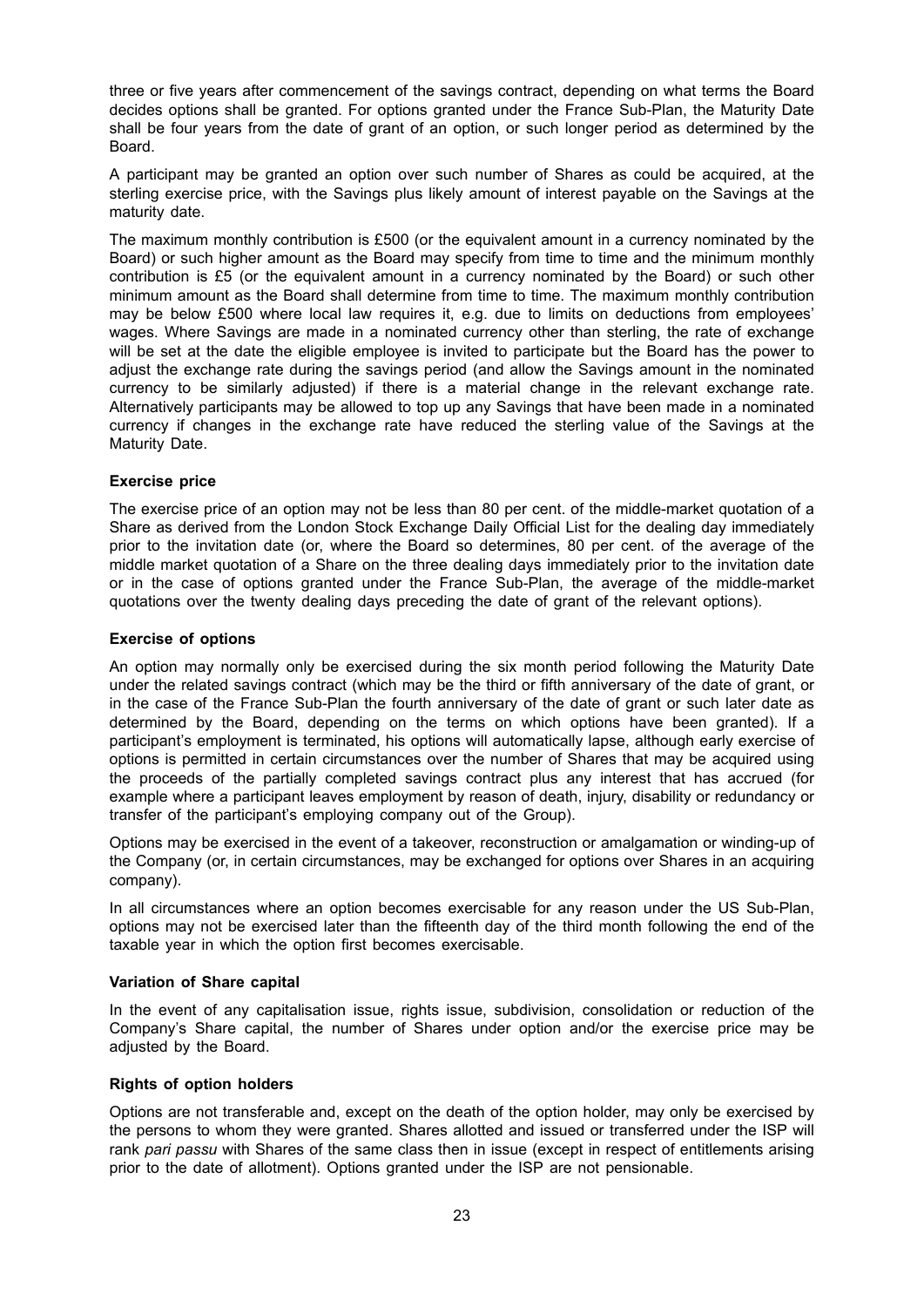three or five years after commencement of the savings contract, depending on what terms the Board decides options shall be granted. For options granted under the France Sub-Plan, the Maturity Date shall be four years from the date of grant of an option, or such longer period as determined by the Board.

A participant may be granted an option over such number of Shares as could be acquired, at the sterling exercise price, with the Savings plus likely amount of interest payable on the Savings at the maturity date.

The maximum monthly contribution is £500 (or the equivalent amount in a currency nominated by the Board) or such higher amount as the Board may specify from time to time and the minimum monthly contribution is £5 (or the equivalent amount in a currency nominated by the Board) or such other minimum amount as the Board shall determine from time to time. The maximum monthly contribution may be below £500 where local law requires it, e.g. due to limits on deductions from employees' wages. Where Savings are made in a nominated currency other than sterling, the rate of exchange will be set at the date the eligible employee is invited to participate but the Board has the power to adjust the exchange rate during the savings period (and allow the Savings amount in the nominated currency to be similarly adjusted) if there is a material change in the relevant exchange rate. Alternatively participants may be allowed to top up any Savings that have been made in a nominated currency if changes in the exchange rate have reduced the sterling value of the Savings at the Maturity Date.

**Exercise price**

The exercise price of an option may not be less than 80 per cent. of the middle-market quotation of a Share as derived from the London Stock Exchange Daily Official List for the dealing day immediately prior to the invitation date (or, where the Board so determines, 80 per cent. of the average of the middle market quotation of a Share on the three dealing days immediately prior to the invitation date or in the case of options granted under the France Sub-Plan, the average of the middle-market quotations over the twenty dealing days preceding the date of grant of the relevant options).

**Exercise of options**

An option may normally only be exercised during the six month period following the Maturity Date under the related savings contract (which may be the third or fifth anniversary of the date of grant, or in the case of the France Sub-Plan the fourth anniversary of the date of grant or such later date as determined by the Board, depending on the terms on which options have been granted). If a participant's employment is terminated, his options will automatically lapse, although early exercise of options is permitted in certain circumstances over the number of Shares that may be acquired using the proceeds of the partially completed savings contract plus any interest that has accrued (for example where a participant leaves employment by reason of death, injury, disability or redundancy or transfer of the participant's employing company out of the Group).

Options may be exercised in the event of a takeover, reconstruction or amalgamation or winding-up of the Company (or, in certain circumstances, may be exchanged for options over Shares in an acquiring company).

In all circumstances where an option becomes exercisable for any reason under the US Sub-Plan, options may not be exercised later than the fifteenth day of the third month following the end of the taxable year in which the option first becomes exercisable.

**Variation of Share capital**

In the event of any capitalisation issue, rights issue, subdivision, consolidation or reduction of the Company's Share capital, the number of Shares under option and/or the exercise price may be adjusted by the Board.

**Rights of option holders**

Options are not transferable and, except on the death of the option holder, may only be exercised by the persons to whom they were granted. Shares allotted and issued or transferred under the ISP will rank *pari passu* with Shares of the same class then in issue (except in respect of entitlements arising prior to the date of allotment). Options granted under the ISP are not pensionable.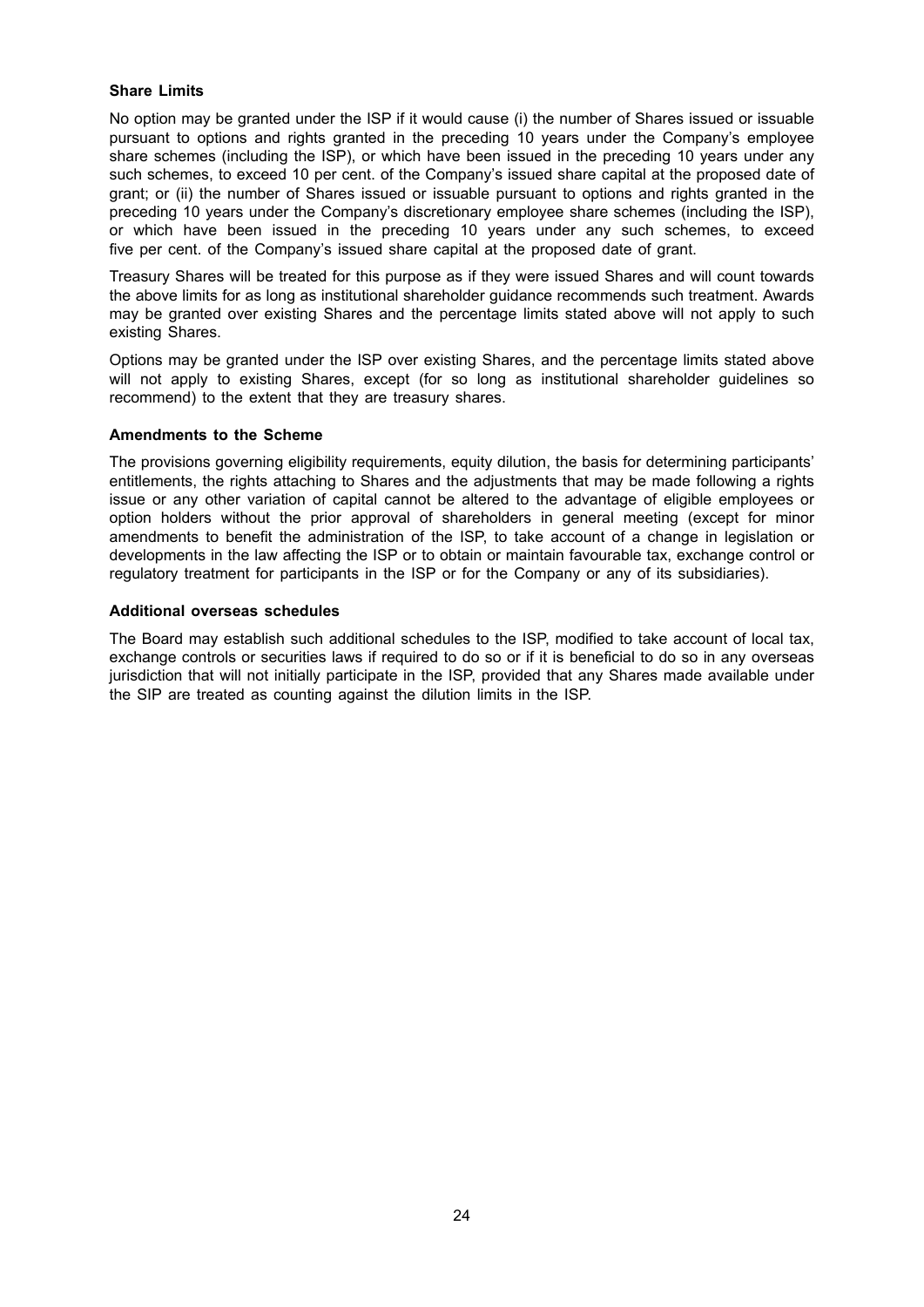**Share Limits**

No option may be granted under the ISP if it would cause (i) the number of Shares issued or issuable pursuant to options and rights granted in the preceding 10 years under the Company's employee share schemes (including the ISP), or which have been issued in the preceding 10 years under any such schemes, to exceed 10 per cent. of the Company's issued share capital at the proposed date of grant; or (ii) the number of Shares issued or issuable pursuant to options and rights granted in the preceding 10 years under the Company's discretionary employee share schemes (including the ISP), or which have been issued in the preceding 10 years under any such schemes, to exceed five per cent. of the Company's issued share capital at the proposed date of grant.

Treasury Shares will be treated for this purpose as if they were issued Shares and will count towards the above limits for as long as institutional shareholder guidance recommends such treatment. Awards may be granted over existing Shares and the percentage limits stated above will not apply to such existing Shares.

Options may be granted under the ISP over existing Shares, and the percentage limits stated above will not apply to existing Shares, except (for so long as institutional shareholder guidelines so recommend) to the extent that they are treasury shares.

**Amendments to the Scheme**

The provisions governing eligibility requirements, equity dilution, the basis for determining participants' entitlements, the rights attaching to Shares and the adjustments that may be made following a rights issue or any other variation of capital cannot be altered to the advantage of eligible employees or option holders without the prior approval of shareholders in general meeting (except for minor amendments to benefit the administration of the ISP, to take account of a change in legislation or developments in the law affecting the ISP or to obtain or maintain favourable tax, exchange control or regulatory treatment for participants in the ISP or for the Company or any of its subsidiaries).

**Additional overseas schedules**

The Board may establish such additional schedules to the ISP, modified to take account of local tax, exchange controls or securities laws if required to do so or if it is beneficial to do so in any overseas jurisdiction that will not initially participate in the ISP, provided that any Shares made available under the SIP are treated as counting against the dilution limits in the ISP.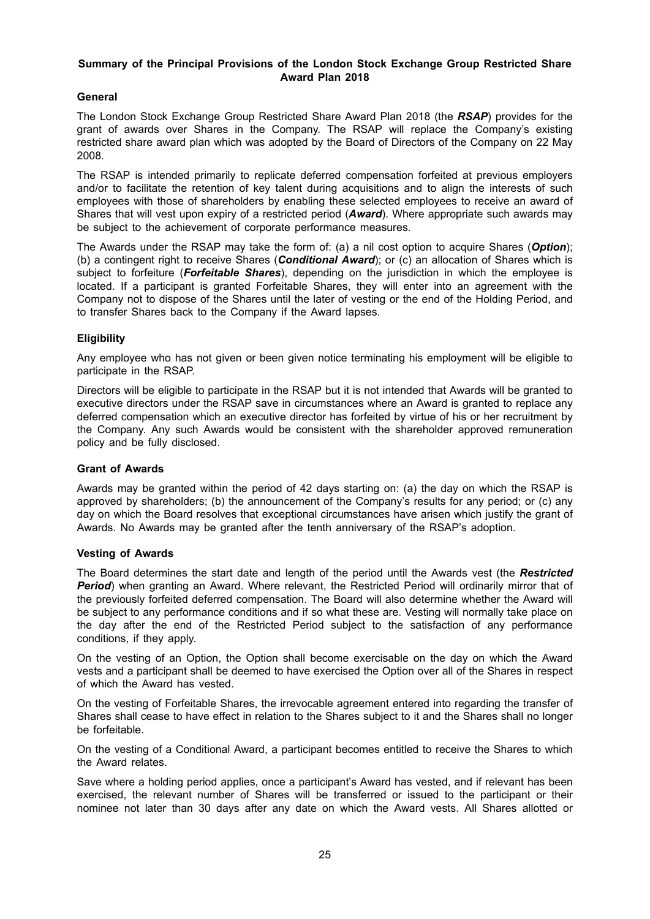## Summary of the Principal Provisions of the London Stock Exchange Group Restricted Share Award Plan 2018

### General

The London Stock Exchange Group Restricted Share Award Plan 2018 (the ***RSAP***) provides for the grant of awards over Shares in the Company. The RSAP will replace the Company's existing restricted share award plan which was adopted by the Board of Directors of the Company on 22 May 2008.

The RSAP is intended primarily to replicate deferred compensation forfeited at previous employers and/or to facilitate the retention of key talent during acquisitions and to align the interests of such employees with those of shareholders by enabling these selected employees to receive an award of Shares that will vest upon expiry of a restricted period (***Award***). Where appropriate such awards may be subject to the achievement of corporate performance measures.

The Awards under the RSAP may take the form of: (a) a nil cost option to acquire Shares (***Option***); (b) a contingent right to receive Shares (***Conditional Award***); or (c) an allocation of Shares which is subject to forfeiture (***Forfeitable Shares***), depending on the jurisdiction in which the employee is located. If a participant is granted Forfeitable Shares, they will enter into an agreement with the Company not to dispose of the Shares until the later of vesting or the end of the Holding Period, and to transfer Shares back to the Company if the Award lapses.

### Eligibility

Any employee who has not given or been given notice terminating his employment will be eligible to participate in the RSAP.

Directors will be eligible to participate in the RSAP but it is not intended that Awards will be granted to executive directors under the RSAP save in circumstances where an Award is granted to replace any deferred compensation which an executive director has forfeited by virtue of his or her recruitment by the Company. Any such Awards would be consistent with the shareholder approved remuneration policy and be fully disclosed.

### Grant of Awards

Awards may be granted within the period of 42 days starting on: (a) the day on which the RSAP is approved by shareholders; (b) the announcement of the Company's results for any period; or (c) any day on which the Board resolves that exceptional circumstances have arisen which justify the grant of Awards. No Awards may be granted after the tenth anniversary of the RSAP's adoption.

### Vesting of Awards

The Board determines the start date and length of the period until the Awards vest (the ***Restricted Period***) when granting an Award. Where relevant, the Restricted Period will ordinarily mirror that of the previously forfeited deferred compensation. The Board will also determine whether the Award will be subject to any performance conditions and if so what these are. Vesting will normally take place on the day after the end of the Restricted Period subject to the satisfaction of any performance conditions, if they apply.

On the vesting of an Option, the Option shall become exercisable on the day on which the Award vests and a participant shall be deemed to have exercised the Option over all of the Shares in respect of which the Award has vested.

On the vesting of Forfeitable Shares, the irrevocable agreement entered into regarding the transfer of Shares shall cease to have effect in relation to the Shares subject to it and the Shares shall no longer be forfeitable.

On the vesting of a Conditional Award, a participant becomes entitled to receive the Shares to which the Award relates.

Save where a holding period applies, once a participant's Award has vested, and if relevant has been exercised, the relevant number of Shares will be transferred or issued to the participant or their nominee not later than 30 days after any date on which the Award vests. All Shares allotted or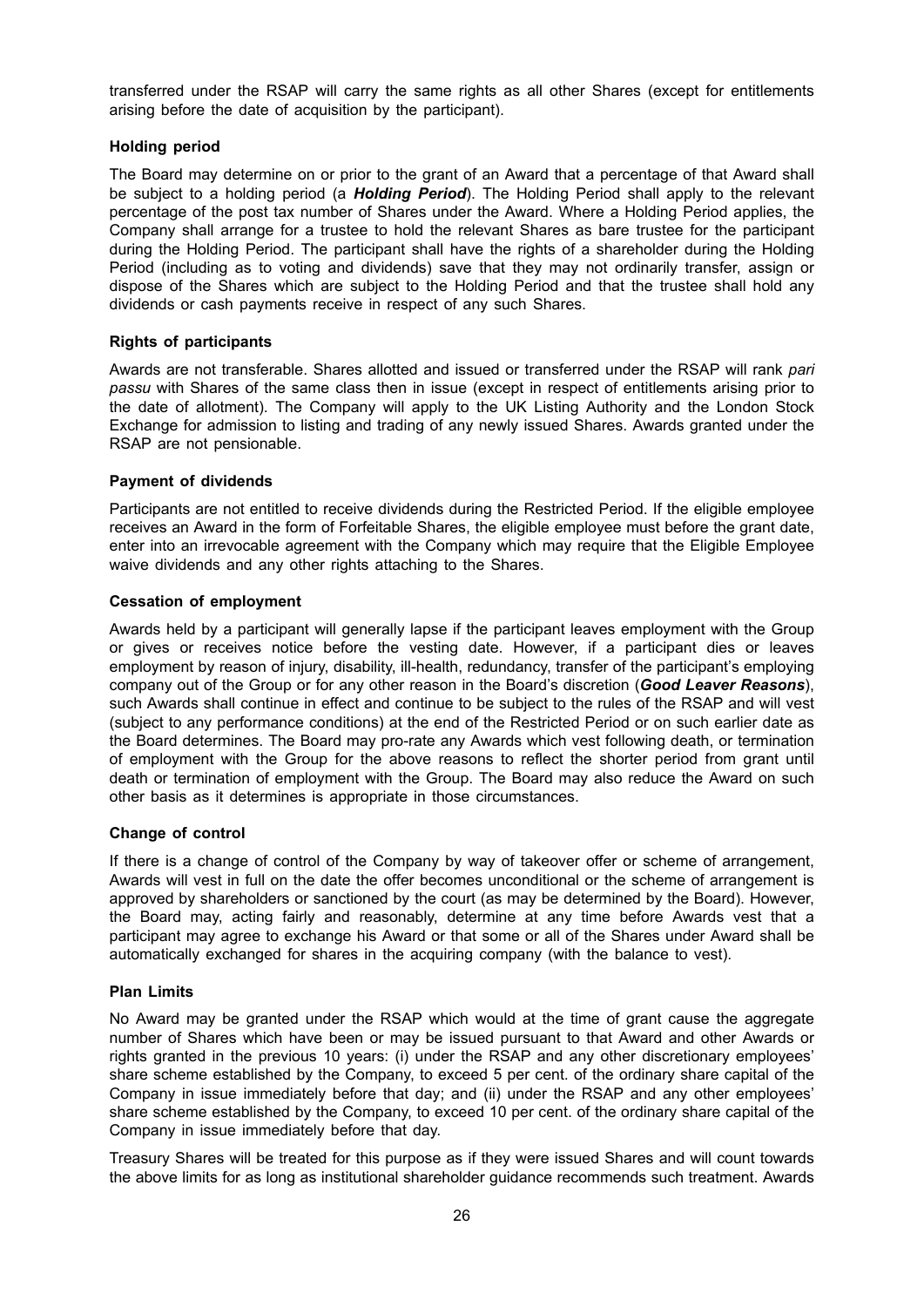transferred under the RSAP will carry the same rights as all other Shares (except for entitlements arising before the date of acquisition by the participant).

**Holding period**

The Board may determine on or prior to the grant of an Award that a percentage of that Award shall be subject to a holding period (a ***Holding Period***). The Holding Period shall apply to the relevant percentage of the post tax number of Shares under the Award. Where a Holding Period applies, the Company shall arrange for a trustee to hold the relevant Shares as bare trustee for the participant during the Holding Period. The participant shall have the rights of a shareholder during the Holding Period (including as to voting and dividends) save that they may not ordinarily transfer, assign or dispose of the Shares which are subject to the Holding Period and that the trustee shall hold any dividends or cash payments receive in respect of any such Shares.

**Rights of participants**

Awards are not transferable. Shares allotted and issued or transferred under the RSAP will rank *pari passu* with Shares of the same class then in issue (except in respect of entitlements arising prior to the date of allotment). The Company will apply to the UK Listing Authority and the London Stock Exchange for admission to listing and trading of any newly issued Shares. Awards granted under the RSAP are not pensionable.

**Payment of dividends**

Participants are not entitled to receive dividends during the Restricted Period. If the eligible employee receives an Award in the form of Forfeitable Shares, the eligible employee must before the grant date, enter into an irrevocable agreement with the Company which may require that the Eligible Employee waive dividends and any other rights attaching to the Shares.

**Cessation of employment**

Awards held by a participant will generally lapse if the participant leaves employment with the Group or gives or receives notice before the vesting date. However, if a participant dies or leaves employment by reason of injury, disability, ill-health, redundancy, transfer of the participant's employing company out of the Group or for any other reason in the Board's discretion (***Good Leaver Reasons***), such Awards shall continue in effect and continue to be subject to the rules of the RSAP and will vest (subject to any performance conditions) at the end of the Restricted Period or on such earlier date as the Board determines. The Board may pro-rate any Awards which vest following death, or termination of employment with the Group for the above reasons to reflect the shorter period from grant until death or termination of employment with the Group. The Board may also reduce the Award on such other basis as it determines is appropriate in those circumstances.

**Change of control**

If there is a change of control of the Company by way of takeover offer or scheme of arrangement, Awards will vest in full on the date the offer becomes unconditional or the scheme of arrangement is approved by shareholders or sanctioned by the court (as may be determined by the Board). However, the Board may, acting fairly and reasonably, determine at any time before Awards vest that a participant may agree to exchange his Award or that some or all of the Shares under Award shall be automatically exchanged for shares in the acquiring company (with the balance to vest).

**Plan Limits**

No Award may be granted under the RSAP which would at the time of grant cause the aggregate number of Shares which have been or may be issued pursuant to that Award and other Awards or rights granted in the previous 10 years: (i) under the RSAP and any other discretionary employees' share scheme established by the Company, to exceed 5 per cent. of the ordinary share capital of the Company in issue immediately before that day; and (ii) under the RSAP and any other employees' share scheme established by the Company, to exceed 10 per cent. of the ordinary share capital of the Company in issue immediately before that day.

Treasury Shares will be treated for this purpose as if they were issued Shares and will count towards the above limits for as long as institutional shareholder guidance recommends such treatment. Awards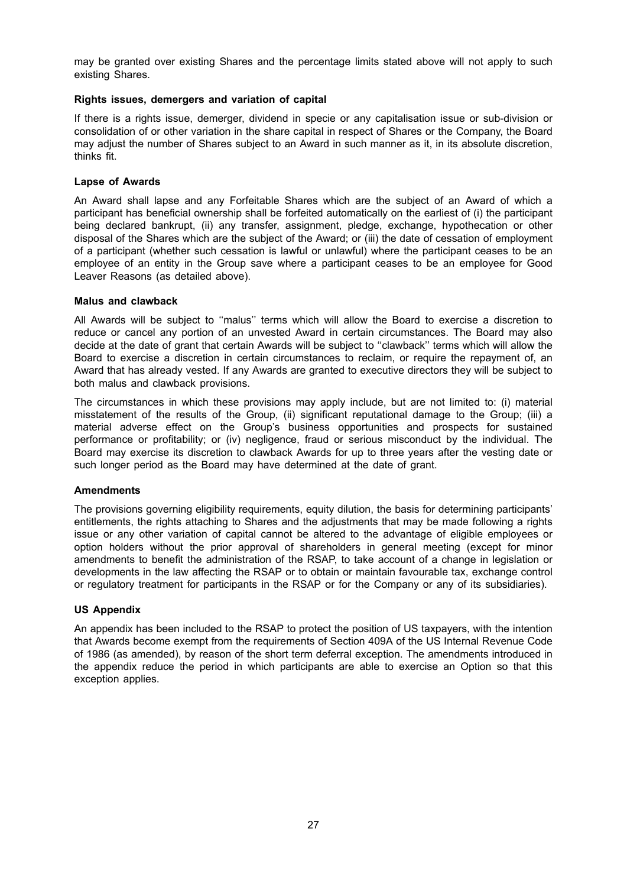may be granted over existing Shares and the percentage limits stated above will not apply to such existing Shares.

**Rights issues, demergers and variation of capital**

If there is a rights issue, demerger, dividend in specie or any capitalisation issue or sub-division or consolidation of or other variation in the share capital in respect of Shares or the Company, the Board may adjust the number of Shares subject to an Award in such manner as it, in its absolute discretion, thinks fit.

**Lapse of Awards**

An Award shall lapse and any Forfeitable Shares which are the subject of an Award of which a participant has beneficial ownership shall be forfeited automatically on the earliest of (i) the participant being declared bankrupt, (ii) any transfer, assignment, pledge, exchange, hypothecation or other disposal of the Shares which are the subject of the Award; or (iii) the date of cessation of employment of a participant (whether such cessation is lawful or unlawful) where the participant ceases to be an employee of an entity in the Group save where a participant ceases to be an employee for Good Leaver Reasons (as detailed above).

**Malus and clawback**

All Awards will be subject to ''malus'' terms which will allow the Board to exercise a discretion to reduce or cancel any portion of an unvested Award in certain circumstances. The Board may also decide at the date of grant that certain Awards will be subject to ''clawback'' terms which will allow the Board to exercise a discretion in certain circumstances to reclaim, or require the repayment of, an Award that has already vested. If any Awards are granted to executive directors they will be subject to both malus and clawback provisions.

The circumstances in which these provisions may apply include, but are not limited to: (i) material misstatement of the results of the Group, (ii) significant reputational damage to the Group; (iii) a material adverse effect on the Group's business opportunities and prospects for sustained performance or profitability; or (iv) negligence, fraud or serious misconduct by the individual. The Board may exercise its discretion to clawback Awards for up to three years after the vesting date or such longer period as the Board may have determined at the date of grant.

**Amendments**

The provisions governing eligibility requirements, equity dilution, the basis for determining participants' entitlements, the rights attaching to Shares and the adjustments that may be made following a rights issue or any other variation of capital cannot be altered to the advantage of eligible employees or option holders without the prior approval of shareholders in general meeting (except for minor amendments to benefit the administration of the RSAP, to take account of a change in legislation or developments in the law affecting the RSAP or to obtain or maintain favourable tax, exchange control or regulatory treatment for participants in the RSAP or for the Company or any of its subsidiaries).

**US Appendix**

An appendix has been included to the RSAP to protect the position of US taxpayers, with the intention that Awards become exempt from the requirements of Section 409A of the US Internal Revenue Code of 1986 (as amended), by reason of the short term deferral exception. The amendments introduced in the appendix reduce the period in which participants are able to exercise an Option so that this exception applies.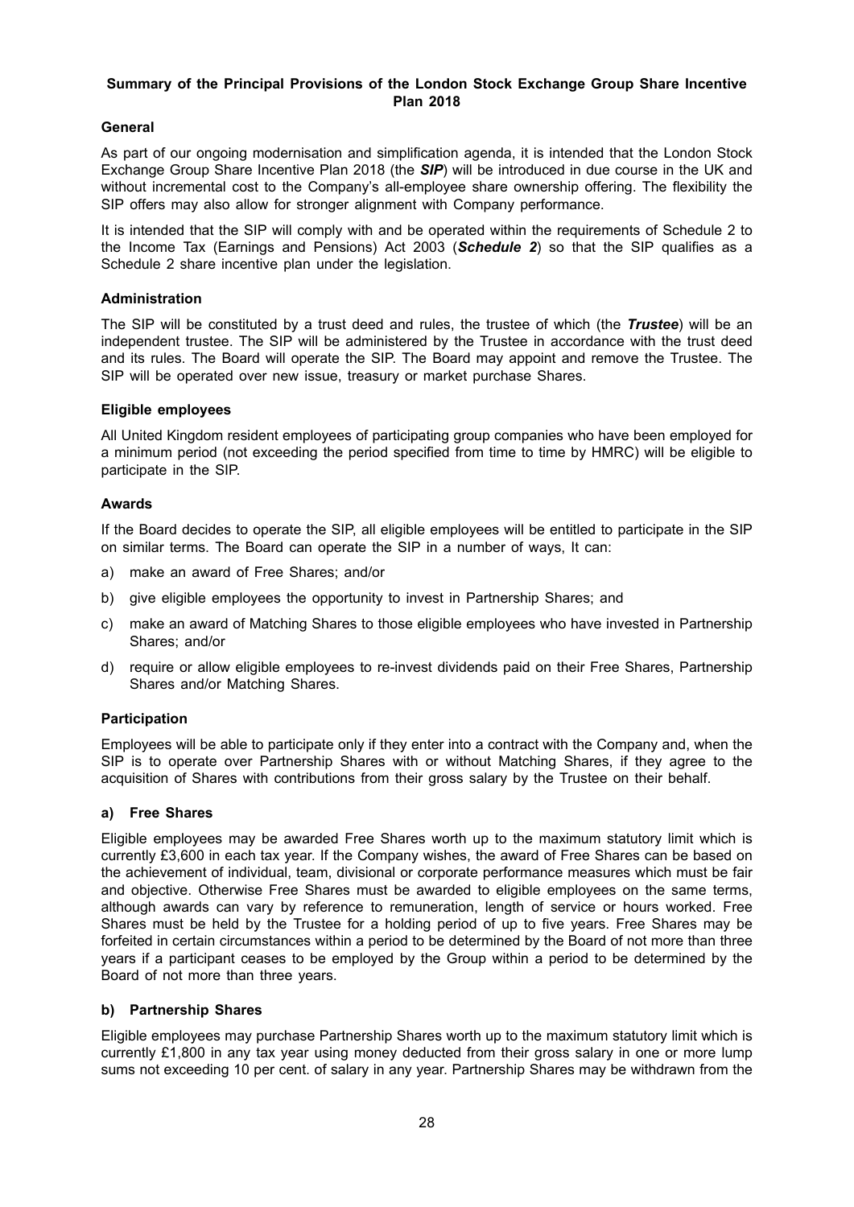## Summary of the Principal Provisions of the London Stock Exchange Group Share Incentive Plan 2018

### General

As part of our ongoing modernisation and simplification agenda, it is intended that the London Stock Exchange Group Share Incentive Plan 2018 (the ***SIP***) will be introduced in due course in the UK and without incremental cost to the Company's all-employee share ownership offering. The flexibility the SIP offers may also allow for stronger alignment with Company performance.

It is intended that the SIP will comply with and be operated within the requirements of Schedule 2 to the Income Tax (Earnings and Pensions) Act 2003 (***Schedule 2***) so that the SIP qualifies as a Schedule 2 share incentive plan under the legislation.

### Administration

The SIP will be constituted by a trust deed and rules, the trustee of which (the ***Trustee***) will be an independent trustee. The SIP will be administered by the Trustee in accordance with the trust deed and its rules. The Board will operate the SIP. The Board may appoint and remove the Trustee. The SIP will be operated over new issue, treasury or market purchase Shares.

### Eligible employees

All United Kingdom resident employees of participating group companies who have been employed for a minimum period (not exceeding the period specified from time to time by HMRC) will be eligible to participate in the SIP.

### Awards

If the Board decides to operate the SIP, all eligible employees will be entitled to participate in the SIP on similar terms. The Board can operate the SIP in a number of ways, It can:

a) make an award of Free Shares; and/or

b) give eligible employees the opportunity to invest in Partnership Shares; and

c) make an award of Matching Shares to those eligible employees who have invested in Partnership Shares; and/or

d) require or allow eligible employees to re-invest dividends paid on their Free Shares, Partnership Shares and/or Matching Shares.

### Participation

Employees will be able to participate only if they enter into a contract with the Company and, when the SIP is to operate over Partnership Shares with or without Matching Shares, if they agree to the acquisition of Shares with contributions from their gross salary by the Trustee on their behalf.

#### a) Free Shares

Eligible employees may be awarded Free Shares worth up to the maximum statutory limit which is currently £3,600 in each tax year. If the Company wishes, the award of Free Shares can be based on the achievement of individual, team, divisional or corporate performance measures which must be fair and objective. Otherwise Free Shares must be awarded to eligible employees on the same terms, although awards can vary by reference to remuneration, length of service or hours worked. Free Shares must be held by the Trustee for a holding period of up to five years. Free Shares may be forfeited in certain circumstances within a period to be determined by the Board of not more than three years if a participant ceases to be employed by the Group within a period to be determined by the Board of not more than three years.

#### b) Partnership Shares

Eligible employees may purchase Partnership Shares worth up to the maximum statutory limit which is currently £1,800 in any tax year using money deducted from their gross salary in one or more lump sums not exceeding 10 per cent. of salary in any year. Partnership Shares may be withdrawn from the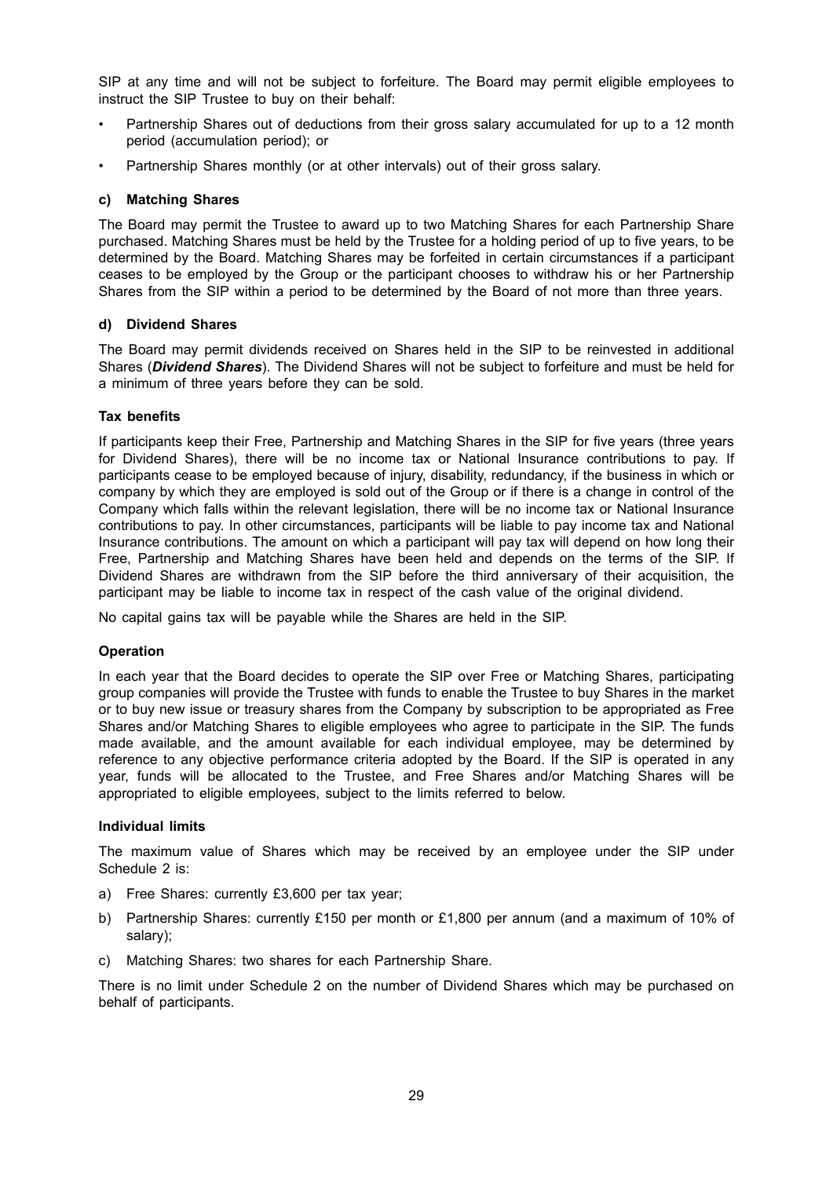SIP at any time and will not be subject to forfeiture. The Board may permit eligible employees to instruct the SIP Trustee to buy on their behalf:

- Partnership Shares out of deductions from their gross salary accumulated for up to a 12 month period (accumulation period); or
- Partnership Shares monthly (or at other intervals) out of their gross salary.

#### c) Matching Shares

The Board may permit the Trustee to award up to two Matching Shares for each Partnership Share purchased. Matching Shares must be held by the Trustee for a holding period of up to five years, to be determined by the Board. Matching Shares may be forfeited in certain circumstances if a participant ceases to be employed by the Group or the participant chooses to withdraw his or her Partnership Shares from the SIP within a period to be determined by the Board of not more than three years.

#### d) Dividend Shares

The Board may permit dividends received on Shares held in the SIP to be reinvested in additional Shares (***Dividend Shares***). The Dividend Shares will not be subject to forfeiture and must be held for a minimum of three years before they can be sold.

#### Tax benefits

If participants keep their Free, Partnership and Matching Shares in the SIP for five years (three years for Dividend Shares), there will be no income tax or National Insurance contributions to pay. If participants cease to be employed because of injury, disability, redundancy, if the business in which or company by which they are employed is sold out of the Group or if there is a change in control of the Company which falls within the relevant legislation, there will be no income tax or National Insurance contributions to pay. In other circumstances, participants will be liable to pay income tax and National Insurance contributions. The amount on which a participant will pay tax will depend on how long their Free, Partnership and Matching Shares have been held and depends on the terms of the SIP. If Dividend Shares are withdrawn from the SIP before the third anniversary of their acquisition, the participant may be liable to income tax in respect of the cash value of the original dividend.

No capital gains tax will be payable while the Shares are held in the SIP.

#### Operation

In each year that the Board decides to operate the SIP over Free or Matching Shares, participating group companies will provide the Trustee with funds to enable the Trustee to buy Shares in the market or to buy new issue or treasury shares from the Company by subscription to be appropriated as Free Shares and/or Matching Shares to eligible employees who agree to participate in the SIP. The funds made available, and the amount available for each individual employee, may be determined by reference to any objective performance criteria adopted by the Board. If the SIP is operated in any year, funds will be allocated to the Trustee, and Free Shares and/or Matching Shares will be appropriated to eligible employees, subject to the limits referred to below.

#### Individual limits

The maximum value of Shares which may be received by an employee under the SIP under Schedule 2 is:

a) Free Shares: currently £3,600 per tax year;

b) Partnership Shares: currently £150 per month or £1,800 per annum (and a maximum of 10% of salary);

c) Matching Shares: two shares for each Partnership Share.

There is no limit under Schedule 2 on the number of Dividend Shares which may be purchased on behalf of participants.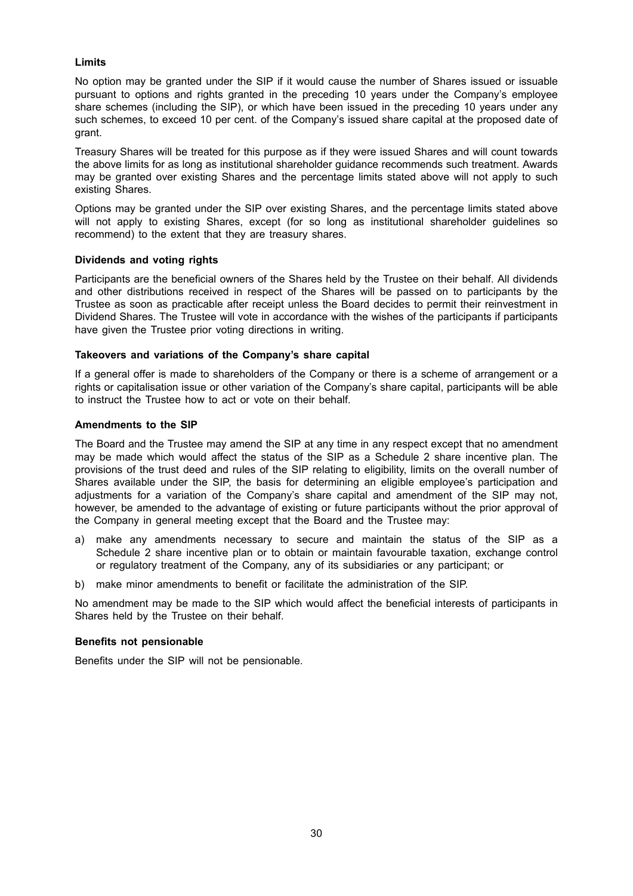**Limits**

No option may be granted under the SIP if it would cause the number of Shares issued or issuable pursuant to options and rights granted in the preceding 10 years under the Company's employee share schemes (including the SIP), or which have been issued in the preceding 10 years under any such schemes, to exceed 10 per cent. of the Company's issued share capital at the proposed date of grant.

Treasury Shares will be treated for this purpose as if they were issued Shares and will count towards the above limits for as long as institutional shareholder guidance recommends such treatment. Awards may be granted over existing Shares and the percentage limits stated above will not apply to such existing Shares.

Options may be granted under the SIP over existing Shares, and the percentage limits stated above will not apply to existing Shares, except (for so long as institutional shareholder guidelines so recommend) to the extent that they are treasury shares.

**Dividends and voting rights**

Participants are the beneficial owners of the Shares held by the Trustee on their behalf. All dividends and other distributions received in respect of the Shares will be passed on to participants by the Trustee as soon as practicable after receipt unless the Board decides to permit their reinvestment in Dividend Shares. The Trustee will vote in accordance with the wishes of the participants if participants have given the Trustee prior voting directions in writing.

**Takeovers and variations of the Company's share capital**

If a general offer is made to shareholders of the Company or there is a scheme of arrangement or a rights or capitalisation issue or other variation of the Company's share capital, participants will be able to instruct the Trustee how to act or vote on their behalf.

**Amendments to the SIP**

The Board and the Trustee may amend the SIP at any time in any respect except that no amendment may be made which would affect the status of the SIP as a Schedule 2 share incentive plan. The provisions of the trust deed and rules of the SIP relating to eligibility, limits on the overall number of Shares available under the SIP, the basis for determining an eligible employee's participation and adjustments for a variation of the Company's share capital and amendment of the SIP may not, however, be amended to the advantage of existing or future participants without the prior approval of the Company in general meeting except that the Board and the Trustee may:

a) make any amendments necessary to secure and maintain the status of the SIP as a Schedule 2 share incentive plan or to obtain or maintain favourable taxation, exchange control or regulatory treatment of the Company, any of its subsidiaries or any participant; or

b) make minor amendments to benefit or facilitate the administration of the SIP.

No amendment may be made to the SIP which would affect the beneficial interests of participants in Shares held by the Trustee on their behalf.

**Benefits not pensionable**

Benefits under the SIP will not be pensionable.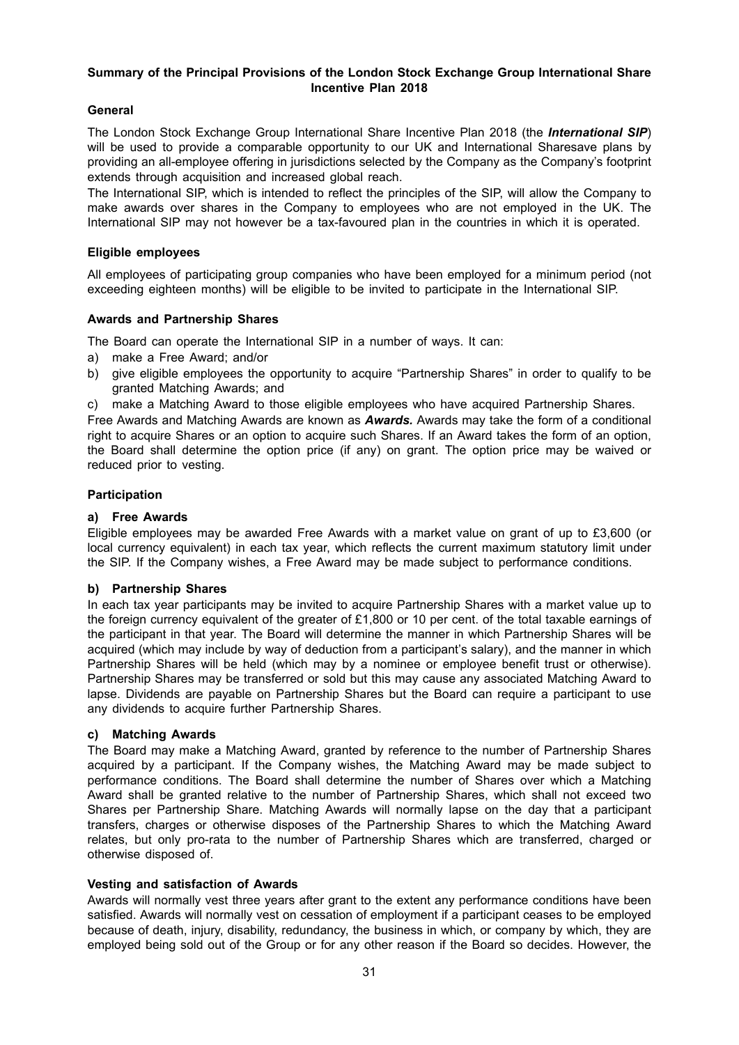## Summary of the Principal Provisions of the London Stock Exchange Group International Share Incentive Plan 2018

### General

The London Stock Exchange Group International Share Incentive Plan 2018 (the ***International SIP***) will be used to provide a comparable opportunity to our UK and International Sharesave plans by providing an all-employee offering in jurisdictions selected by the Company as the Company's footprint extends through acquisition and increased global reach.

The International SIP, which is intended to reflect the principles of the SIP, will allow the Company to make awards over shares in the Company to employees who are not employed in the UK. The International SIP may not however be a tax-favoured plan in the countries in which it is operated.

### Eligible employees

All employees of participating group companies who have been employed for a minimum period (not exceeding eighteen months) will be eligible to be invited to participate in the International SIP.

### Awards and Partnership Shares

The Board can operate the International SIP in a number of ways. It can:

a) make a Free Award; and/or
b) give eligible employees the opportunity to acquire "Partnership Shares" in order to qualify to be granted Matching Awards; and
c) make a Matching Award to those eligible employees who have acquired Partnership Shares.

Free Awards and Matching Awards are known as ***Awards.*** Awards may take the form of a conditional right to acquire Shares or an option to acquire such Shares. If an Award takes the form of an option, the Board shall determine the option price (if any) on grant. The option price may be waived or reduced prior to vesting.

### Participation

#### a) Free Awards

Eligible employees may be awarded Free Awards with a market value on grant of up to £3,600 (or local currency equivalent) in each tax year, which reflects the current maximum statutory limit under the SIP. If the Company wishes, a Free Award may be made subject to performance conditions.

#### b) Partnership Shares

In each tax year participants may be invited to acquire Partnership Shares with a market value up to the foreign currency equivalent of the greater of £1,800 or 10 per cent. of the total taxable earnings of the participant in that year. The Board will determine the manner in which Partnership Shares will be acquired (which may include by way of deduction from a participant's salary), and the manner in which Partnership Shares will be held (which may by a nominee or employee benefit trust or otherwise). Partnership Shares may be transferred or sold but this may cause any associated Matching Award to lapse. Dividends are payable on Partnership Shares but the Board can require a participant to use any dividends to acquire further Partnership Shares.

#### c) Matching Awards

The Board may make a Matching Award, granted by reference to the number of Partnership Shares acquired by a participant. If the Company wishes, the Matching Award may be made subject to performance conditions. The Board shall determine the number of Shares over which a Matching Award shall be granted relative to the number of Partnership Shares, which shall not exceed two Shares per Partnership Share. Matching Awards will normally lapse on the day that a participant transfers, charges or otherwise disposes of the Partnership Shares to which the Matching Award relates, but only pro-rata to the number of Partnership Shares which are transferred, charged or otherwise disposed of.

### Vesting and satisfaction of Awards

Awards will normally vest three years after grant to the extent any performance conditions have been satisfied. Awards will normally vest on cessation of employment if a participant ceases to be employed because of death, injury, disability, redundancy, the business in which, or company by which, they are employed being sold out of the Group or for any other reason if the Board so decides. However, the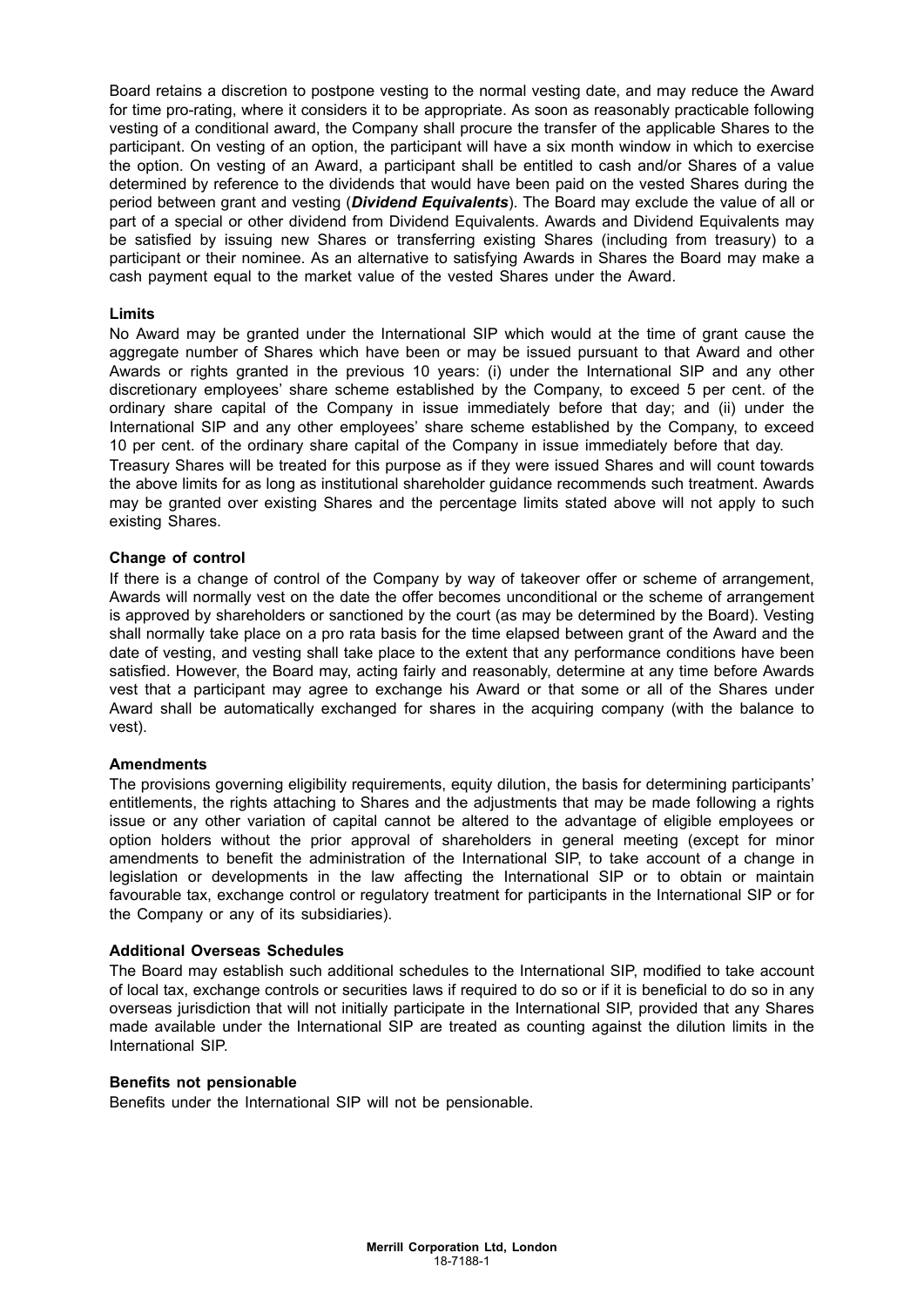Board retains a discretion to postpone vesting to the normal vesting date, and may reduce the Award for time pro-rating, where it considers it to be appropriate. As soon as reasonably practicable following vesting of a conditional award, the Company shall procure the transfer of the applicable Shares to the participant. On vesting of an option, the participant will have a six month window in which to exercise the option. On vesting of an Award, a participant shall be entitled to cash and/or Shares of a value determined by reference to the dividends that would have been paid on the vested Shares during the period between grant and vesting (***Dividend Equivalents***). The Board may exclude the value of all or part of a special or other dividend from Dividend Equivalents. Awards and Dividend Equivalents may be satisfied by issuing new Shares or transferring existing Shares (including from treasury) to a participant or their nominee. As an alternative to satisfying Awards in Shares the Board may make a cash payment equal to the market value of the vested Shares under the Award.

**Limits**

No Award may be granted under the International SIP which would at the time of grant cause the aggregate number of Shares which have been or may be issued pursuant to that Award and other Awards or rights granted in the previous 10 years: (i) under the International SIP and any other discretionary employees' share scheme established by the Company, to exceed 5 per cent. of the ordinary share capital of the Company in issue immediately before that day; and (ii) under the International SIP and any other employees' share scheme established by the Company, to exceed 10 per cent. of the ordinary share capital of the Company in issue immediately before that day.

Treasury Shares will be treated for this purpose as if they were issued Shares and will count towards the above limits for as long as institutional shareholder guidance recommends such treatment. Awards may be granted over existing Shares and the percentage limits stated above will not apply to such existing Shares.

**Change of control**

If there is a change of control of the Company by way of takeover offer or scheme of arrangement, Awards will normally vest on the date the offer becomes unconditional or the scheme of arrangement is approved by shareholders or sanctioned by the court (as may be determined by the Board). Vesting shall normally take place on a pro rata basis for the time elapsed between grant of the Award and the date of vesting, and vesting shall take place to the extent that any performance conditions have been satisfied. However, the Board may, acting fairly and reasonably, determine at any time before Awards vest that a participant may agree to exchange his Award or that some or all of the Shares under Award shall be automatically exchanged for shares in the acquiring company (with the balance to vest).

**Amendments**

The provisions governing eligibility requirements, equity dilution, the basis for determining participants' entitlements, the rights attaching to Shares and the adjustments that may be made following a rights issue or any other variation of capital cannot be altered to the advantage of eligible employees or option holders without the prior approval of shareholders in general meeting (except for minor amendments to benefit the administration of the International SIP, to take account of a change in legislation or developments in the law affecting the International SIP or to obtain or maintain favourable tax, exchange control or regulatory treatment for participants in the International SIP or for the Company or any of its subsidiaries).

**Additional Overseas Schedules**

The Board may establish such additional schedules to the International SIP, modified to take account of local tax, exchange controls or securities laws if required to do so or if it is beneficial to do so in any overseas jurisdiction that will not initially participate in the International SIP, provided that any Shares made available under the International SIP are treated as counting against the dilution limits in the International SIP.

**Benefits not pensionable**

Benefits under the International SIP will not be pensionable.